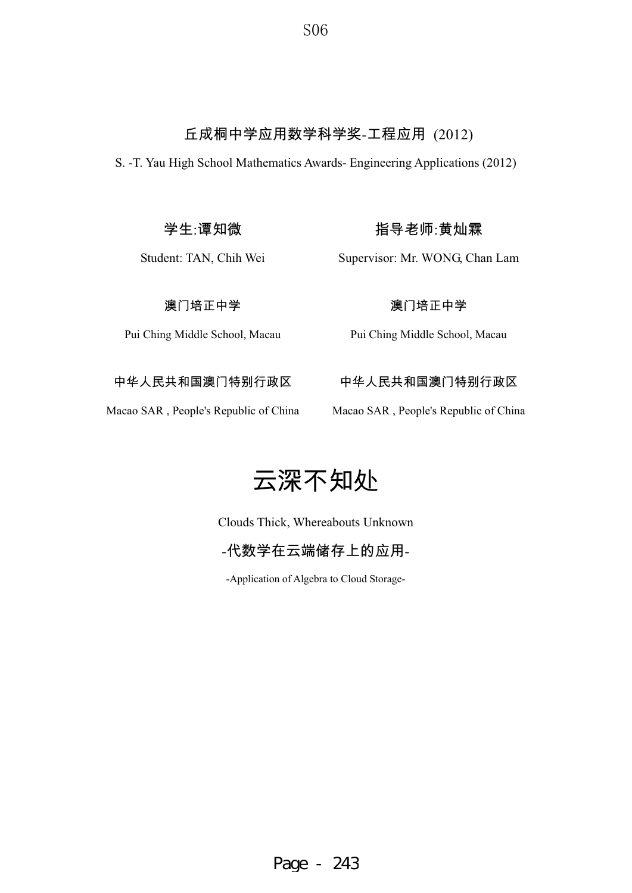S06

丘成桐中学应用数学科学奖-工程应用 (2012)

S. -T. Yau High School Mathematics Awards- Engineering Applications (2012)

学生:谭知微

Student: TAN, Chih Wei

澳门培正中学

Pui Ching Middle School, Macau

中华人民共和国澳门特别行政区

Macao SAR , People's Republic of China

指导老师:黄灿霖

Supervisor: Mr. WONG, Chan Lam

澳门培正中学

Pui Ching Middle School, Macau

中华人民共和国澳门特别行政区

Macao SAR , People's Republic of China

# 云深不知处

Clouds Thick, Whereabouts Unknown

## -代数学在云端储存上的应用-

-Application of Algebra to Cloud Storage-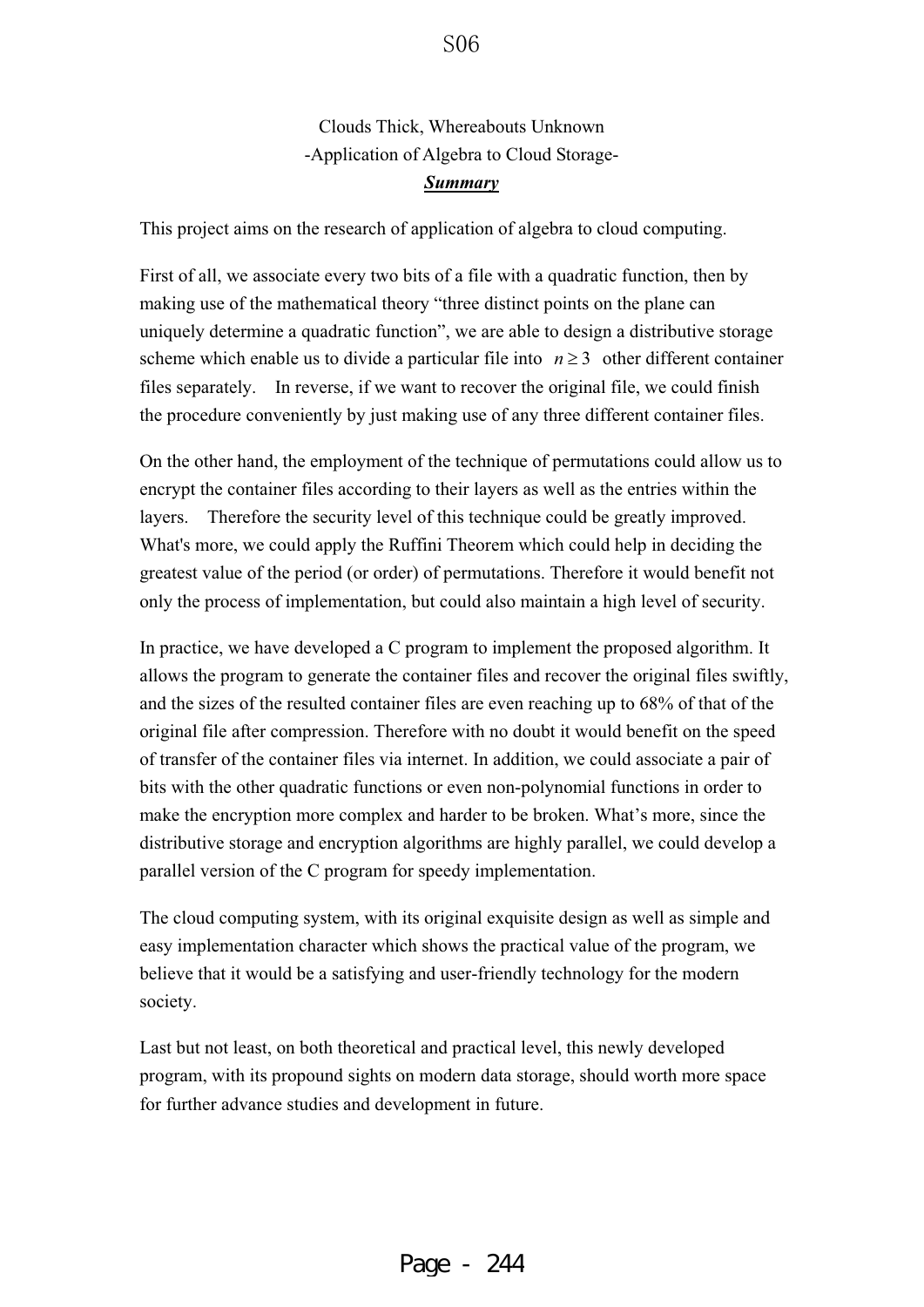S06

# Clouds Thick, Whereabouts Unknown

## -Application of Algebra to Cloud Storage-

***Summary***

This project aims on the research of application of algebra to cloud computing.

First of all, we associate every two bits of a file with a quadratic function, then by making use of the mathematical theory "three distinct points on the plane can uniquely determine a quadratic function", we are able to design a distributive storage scheme which enable us to divide a particular file into $n \geq 3$ other different container files separately. In reverse, if we want to recover the original file, we could finish the procedure conveniently by just making use of any three different container files.

On the other hand, the employment of the technique of permutations could allow us to encrypt the container files according to their layers as well as the entries within the layers. Therefore the security level of this technique could be greatly improved. What's more, we could apply the Ruffini Theorem which could help in deciding the greatest value of the period (or order) of permutations. Therefore it would benefit not only the process of implementation, but could also maintain a high level of security.

In practice, we have developed a C program to implement the proposed algorithm. It allows the program to generate the container files and recover the original files swiftly, and the sizes of the resulted container files are even reaching up to 68% of that of the original file after compression. Therefore with no doubt it would benefit on the speed of transfer of the container files via internet. In addition, we could associate a pair of bits with the other quadratic functions or even non-polynomial functions in order to make the encryption more complex and harder to be broken. What's more, since the distributive storage and encryption algorithms are highly parallel, we could develop a parallel version of the C program for speedy implementation.

The cloud computing system, with its original exquisite design as well as simple and easy implementation character which shows the practical value of the program, we believe that it would be a satisfying and user-friendly technology for the modern society.

Last but not least, on both theoretical and practical level, this newly developed program, with its propound sights on modern data storage, should worth more space for further advance studies and development in future.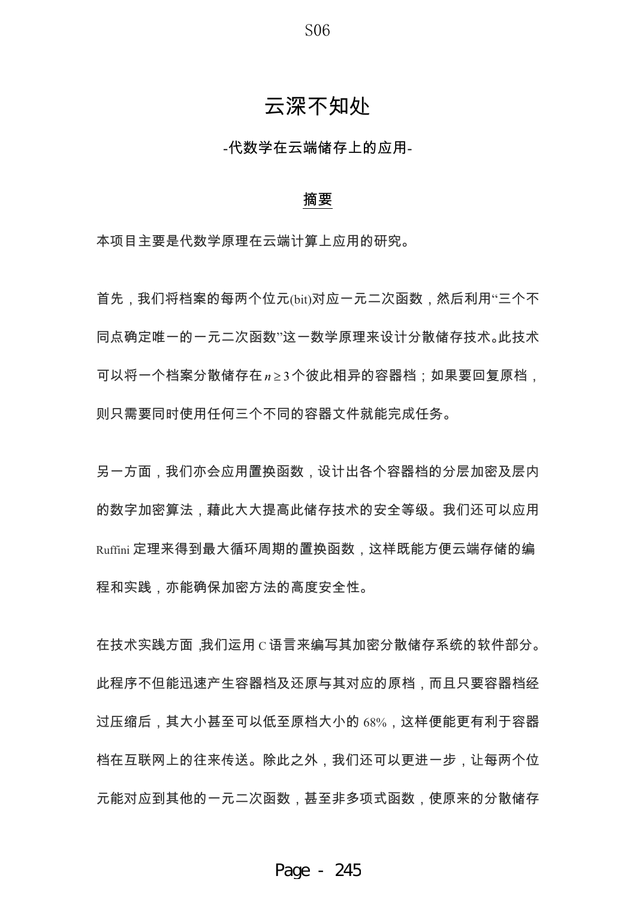# 云深不知处

## -代数学在云端储存上的应用-

### 摘要

本项目主要是代数学原理在云端计算上应用的研究。

首先，我们将档案的每两个位元(bit)对应一元二次函数，然后利用"三个不同点确定唯一的一元二次函数"这一数学原理来设计分散储存技术。此技术可以将一个档案分散储存在$n \geq 3$个彼此相异的容器档；如果要回复原档，则只需要同时使用任何三个不同的容器文件就能完成任务。

另一方面，我们亦会应用置换函数，设计出各个容器档的分层加密及层内的数字加密算法，藉此大大提高此储存技术的安全等级。我们还可以应用Ruffini定理来得到最大循环周期的置换函数，这样既能方便云端存储的编程和实践，亦能确保加密方法的高度安全性。

在技术实践方面，我们运用C语言来编写其加密分散储存系统的软件部分。此程序不但能迅速产生容器档及还原与其对应的原档，而且只要容器档经过压缩后，其大小甚至可以低至原档大小的68%，这样便能更有利于容器档在互联网上的往来传送。除此之外，我们还可以更进一步，让每两个位元能对应到其他的一元二次函数，甚至非多项式函数，使原来的分散储存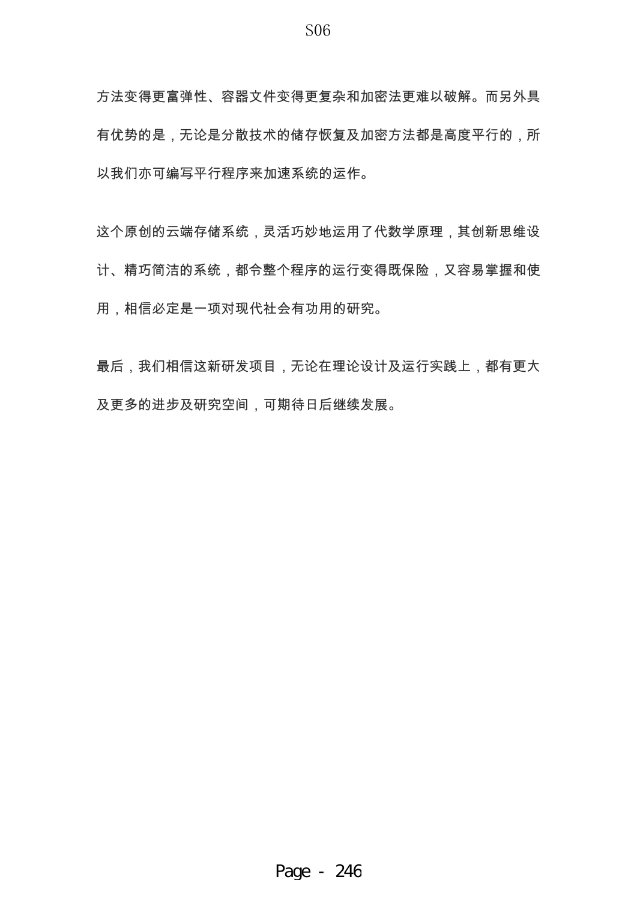方法变得更富弹性、容器文件变得更复杂和加密法更难以破解。而另外具有优势的是，无论是分散技术的储存恢复及加密方法都是高度平行的，所以我们亦可编写平行程序来加速系统的运作。

这个原创的云端存储系统，灵活巧妙地运用了代数学原理，其创新思维设计、精巧简洁的系统，都令整个程序的运行变得既保险，又容易掌握和使用，相信必定是一项对现代社会有功用的研究。

最后，我们相信这新研发项目，无论在理论设计及运行实践上，都有更大及更多的进步及研究空间，可期待日后继续发展。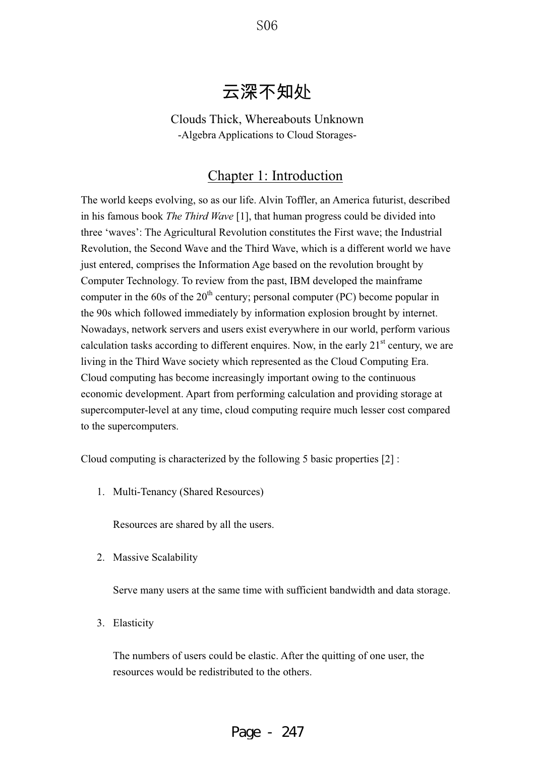# 云深不知处

Clouds Thick, Whereabouts Unknown

-Algebra Applications to Cloud Storages-

## Chapter 1: Introduction

The world keeps evolving, so as our life. Alvin Toffler, an America futurist, described in his famous book *The Third Wave* [1], that human progress could be divided into three 'waves': The Agricultural Revolution constitutes the First wave; the Industrial Revolution, the Second Wave and the Third Wave, which is a different world we have just entered, comprises the Information Age based on the revolution brought by Computer Technology. To review from the past, IBM developed the mainframe computer in the 60s of the 20th century; personal computer (PC) become popular in the 90s which followed immediately by information explosion brought by internet. Nowadays, network servers and users exist everywhere in our world, perform various calculation tasks according to different enquires. Now, in the early 21st century, we are living in the Third Wave society which represented as the Cloud Computing Era. Cloud computing has become increasingly important owing to the continuous economic development. Apart from performing calculation and providing storage at supercomputer-level at any time, cloud computing require much lesser cost compared to the supercomputers.

Cloud computing is characterized by the following 5 basic properties [2] :

1. Multi-Tenancy (Shared Resources)

   Resources are shared by all the users.

2. Massive Scalability

   Serve many users at the same time with sufficient bandwidth and data storage.

3. Elasticity

   The numbers of users could be elastic. After the quitting of one user, the resources would be redistributed to the others.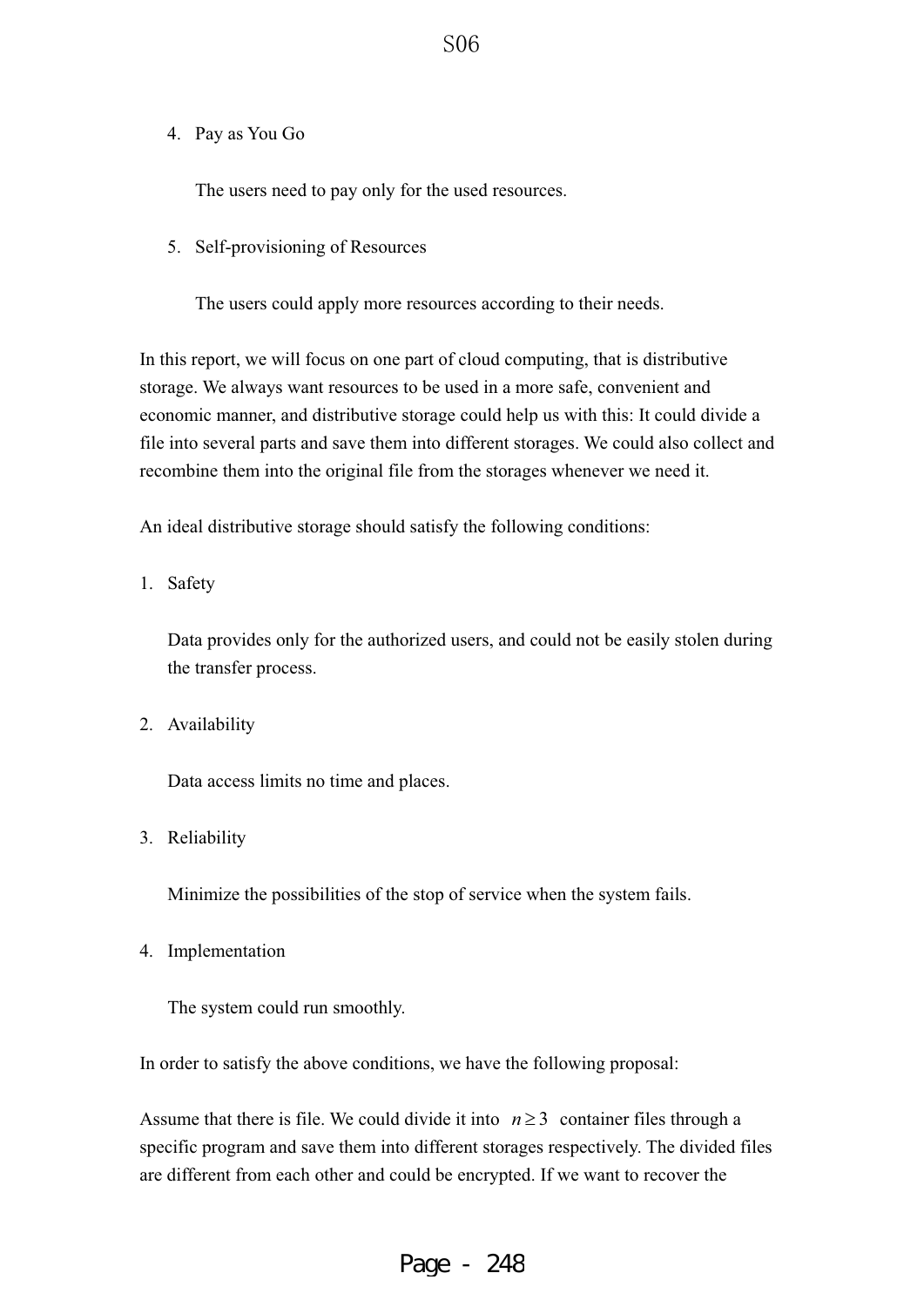4. Pay as You Go

   The users need to pay only for the used resources.

5. Self-provisioning of Resources

   The users could apply more resources according to their needs.

In this report, we will focus on one part of cloud computing, that is distributive storage. We always want resources to be used in a more safe, convenient and economic manner, and distributive storage could help us with this: It could divide a file into several parts and save them into different storages. We could also collect and recombine them into the original file from the storages whenever we need it.

An ideal distributive storage should satisfy the following conditions:

1. Safety

   Data provides only for the authorized users, and could not be easily stolen during the transfer process.

2. Availability

   Data access limits no time and places.

3. Reliability

   Minimize the possibilities of the stop of service when the system fails.

4. Implementation

   The system could run smoothly.

In order to satisfy the above conditions, we have the following proposal:

Assume that there is file. We could divide it into $n \geq 3$ container files through a specific program and save them into different storages respectively. The divided files are different from each other and could be encrypted. If we want to recover the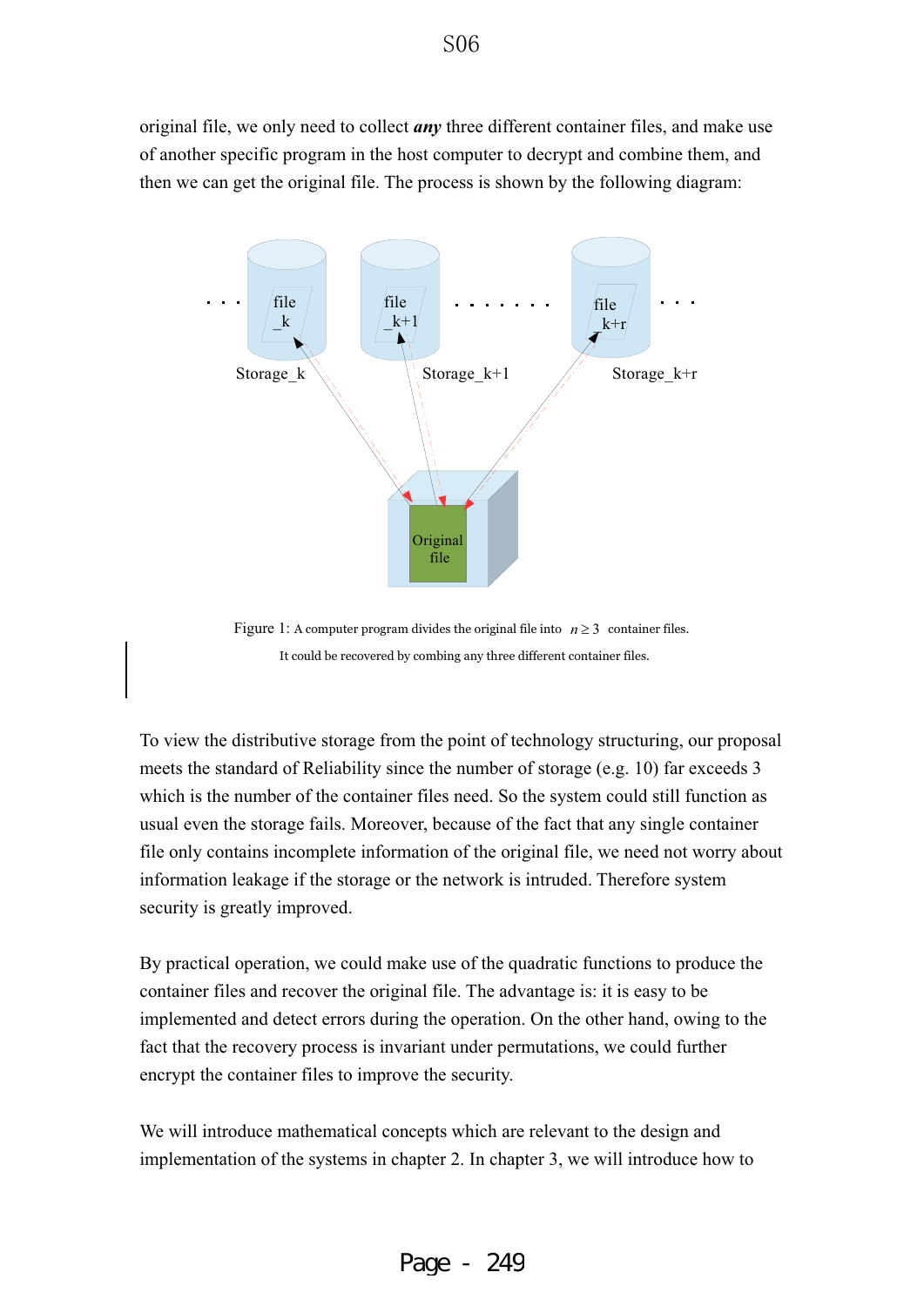original file, we only need to collect ***any*** three different container files, and make use of another specific program in the host computer to decrypt and combine them, and then we can get the original file. The process is shown by the following diagram:

Figure 1: A computer program divides the original file into $n \geq 3$ container files. It could be recovered by combing any three different container files.

To view the distributive storage from the point of technology structuring, our proposal meets the standard of Reliability since the number of storage (e.g. 10) far exceeds 3 which is the number of the container files need. So the system could still function as usual even the storage fails. Moreover, because of the fact that any single container file only contains incomplete information of the original file, we need not worry about information leakage if the storage or the network is intruded. Therefore system security is greatly improved.

By practical operation, we could make use of the quadratic functions to produce the container files and recover the original file. The advantage is: it is easy to be implemented and detect errors during the operation. On the other hand, owing to the fact that the recovery process is invariant under permutations, we could further encrypt the container files to improve the security.

We will introduce mathematical concepts which are relevant to the design and implementation of the systems in chapter 2. In chapter 3, we will introduce how to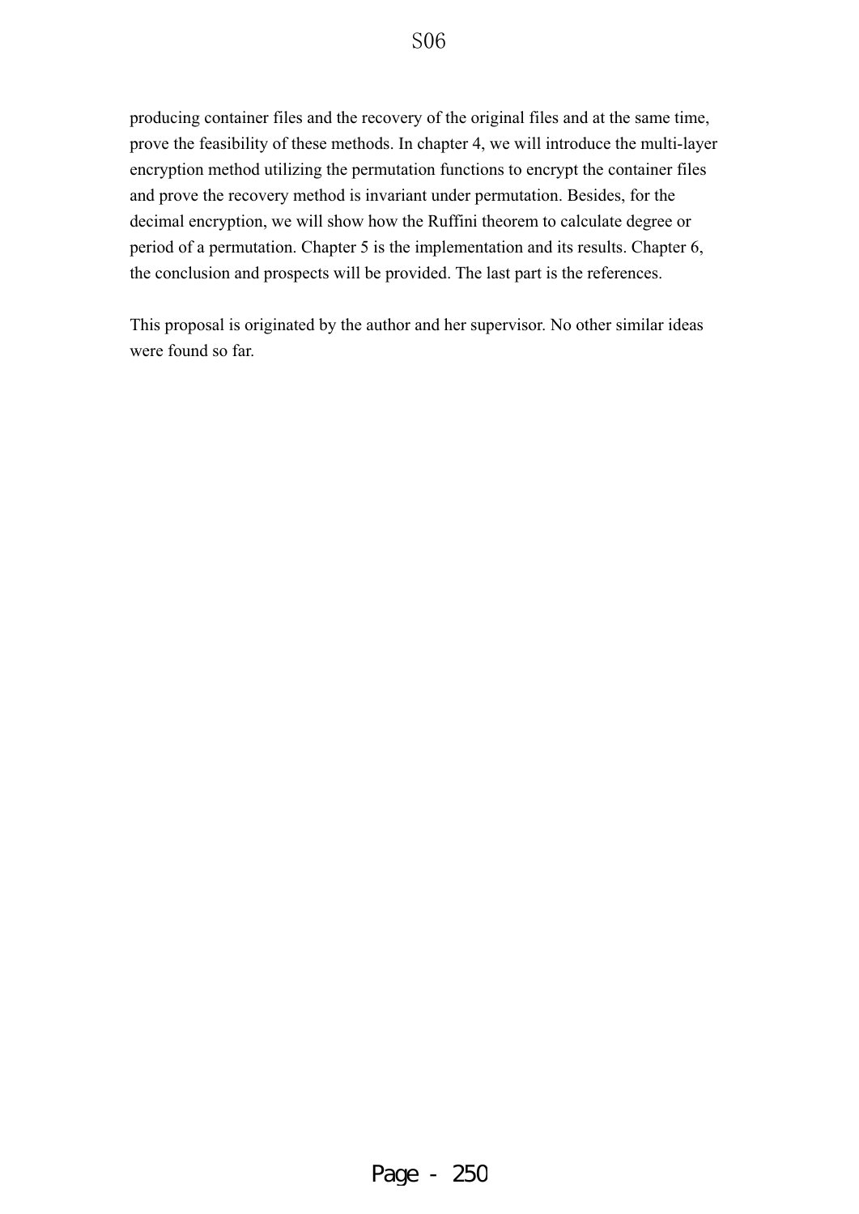producing container files and the recovery of the original files and at the same time, prove the feasibility of these methods. In chapter 4, we will introduce the multi-layer encryption method utilizing the permutation functions to encrypt the container files and prove the recovery method is invariant under permutation. Besides, for the decimal encryption, we will show how the Ruffini theorem to calculate degree or period of a permutation. Chapter 5 is the implementation and its results. Chapter 6, the conclusion and prospects will be provided. The last part is the references.

This proposal is originated by the author and her supervisor. No other similar ideas were found so far.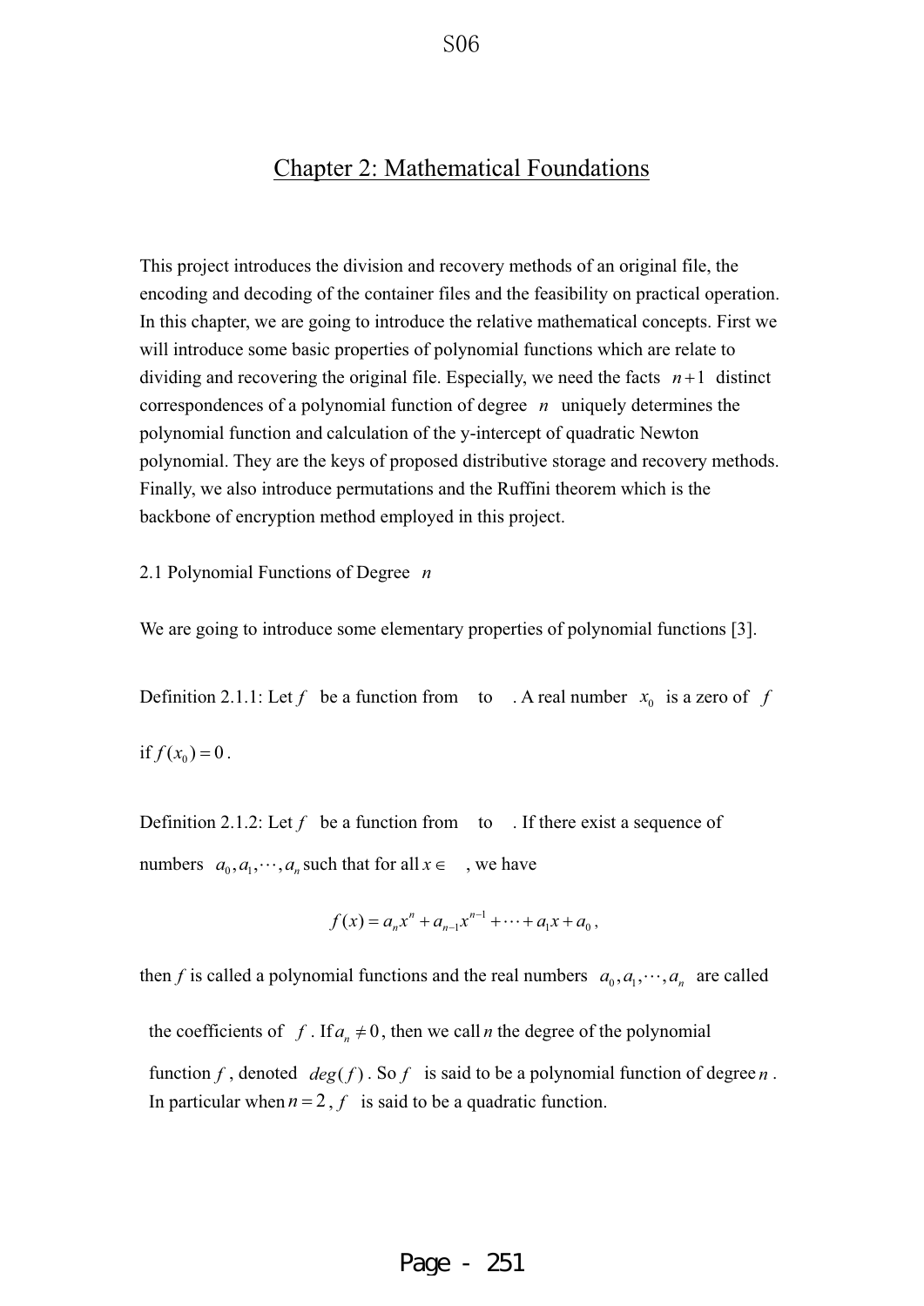# Chapter 2: Mathematical Foundations

This project introduces the division and recovery methods of an original file, the encoding and decoding of the container files and the feasibility on practical operation. In this chapter, we are going to introduce the relative mathematical concepts. First we will introduce some basic properties of polynomial functions which are relate to dividing and recovering the original file. Especially, we need the facts $n+1$ distinct correspondences of a polynomial function of degree $n$ uniquely determines the polynomial function and calculation of the y-intercept of quadratic Newton polynomial. They are the keys of proposed distributive storage and recovery methods. Finally, we also introduce permutations and the Ruffini theorem which is the backbone of encryption method employed in this project.

## 2.1 Polynomial Functions of Degree $n$

We are going to introduce some elementary properties of polynomial functions [3].

Definition 2.1.1: Let $f$ be a function from to . A real number $x_0$ is a zero of $f$ if $f(x_0)=0$.

Definition 2.1.2: Let $f$ be a function from to . If there exist a sequence of numbers $a_0, a_1, \cdots, a_n$ such that for all $x \in$ , we have

$$f(x) = a_n x^n + a_{n-1}x^{n-1} + \cdots + a_1 x + a_0 ,$$

then $f$ is called a polynomial functions and the real numbers $a_0, a_1, \cdots, a_n$ are called the coefficients of $f$. If $a_n \neq 0$, then we call $n$ the degree of the polynomial function $f$, denoted $deg(f)$. So $f$ is said to be a polynomial function of degree $n$. In particular when $n=2$, $f$ is said to be a quadratic function.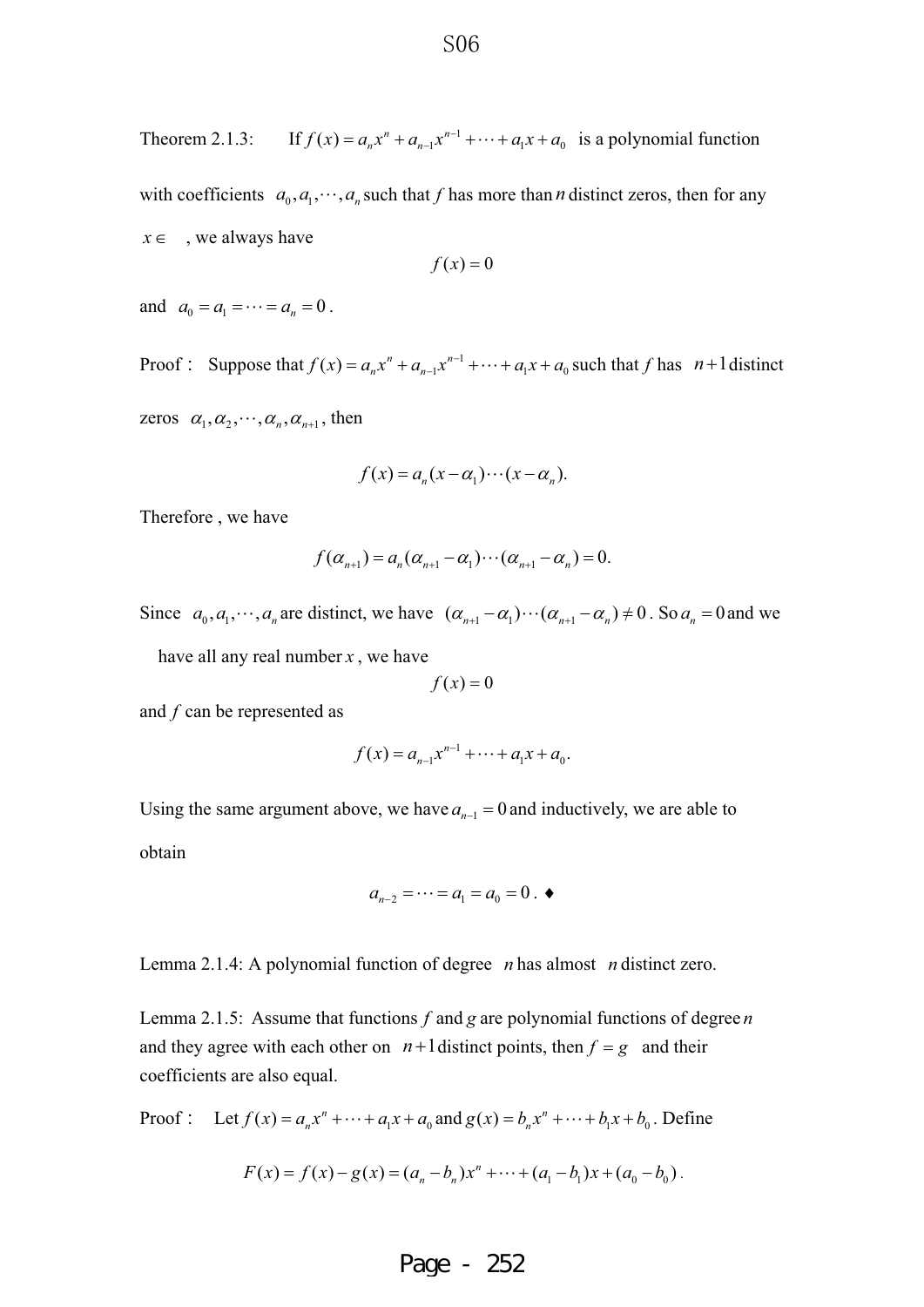Theorem 2.1.3: If $f(x) = a_n x^n + a_{n-1}x^{n-1} + \cdots + a_1 x + a_0$ is a polynomial function with coefficients $a_0, a_1, \cdots, a_n$ such that $f$ has more than $n$ distinct zeros, then for any $x \in$ , we always have

$$f(x) = 0$$

and $a_0 = a_1 = \cdots = a_n = 0$.

Proof： Suppose that $f(x) = a_n x^n + a_{n-1}x^{n-1} + \cdots + a_1 x + a_0$ such that $f$ has $n+1$ distinct zeros $\alpha_1, \alpha_2, \cdots, \alpha_n, \alpha_{n+1}$, then

$$f(x) = a_n (x - \alpha_1) \cdots (x - \alpha_n).$$

Therefore , we have

$$f(\alpha_{n+1}) = a_n (\alpha_{n+1} - \alpha_1) \cdots (\alpha_{n+1} - \alpha_n) = 0.$$

Since $a_0, a_1, \cdots, a_n$ are distinct, we have $(\alpha_{n+1} - \alpha_1) \cdots (\alpha_{n+1} - \alpha_n) \neq 0$. So $a_n = 0$ and we have all any real number $x$, we have

$$f(x) = 0$$

and $f$ can be represented as

$$f(x) = a_{n-1}x^{n-1} + \cdots + a_1 x + a_0.$$

Using the same argument above, we have $a_{n-1} = 0$ and inductively, we are able to obtain

$$a_{n-2} = \cdots = a_1 = a_0 = 0. \ \blacklozenge$$

Lemma 2.1.4: A polynomial function of degree $n$ has almost $n$ distinct zero.

Lemma 2.1.5: Assume that functions $f$ and $g$ are polynomial functions of degree $n$ and they agree with each other on $n+1$ distinct points, then $f = g$ and their coefficients are also equal.

Proof： Let $f(x) = a_n x^n + \cdots + a_1 x + a_0$ and $g(x) = b_n x^n + \cdots + b_1 x + b_0$. Define

$$F(x) = f(x) - g(x) = (a_n - b_n)x^n + \cdots + (a_1 - b_1)x + (a_0 - b_0).$$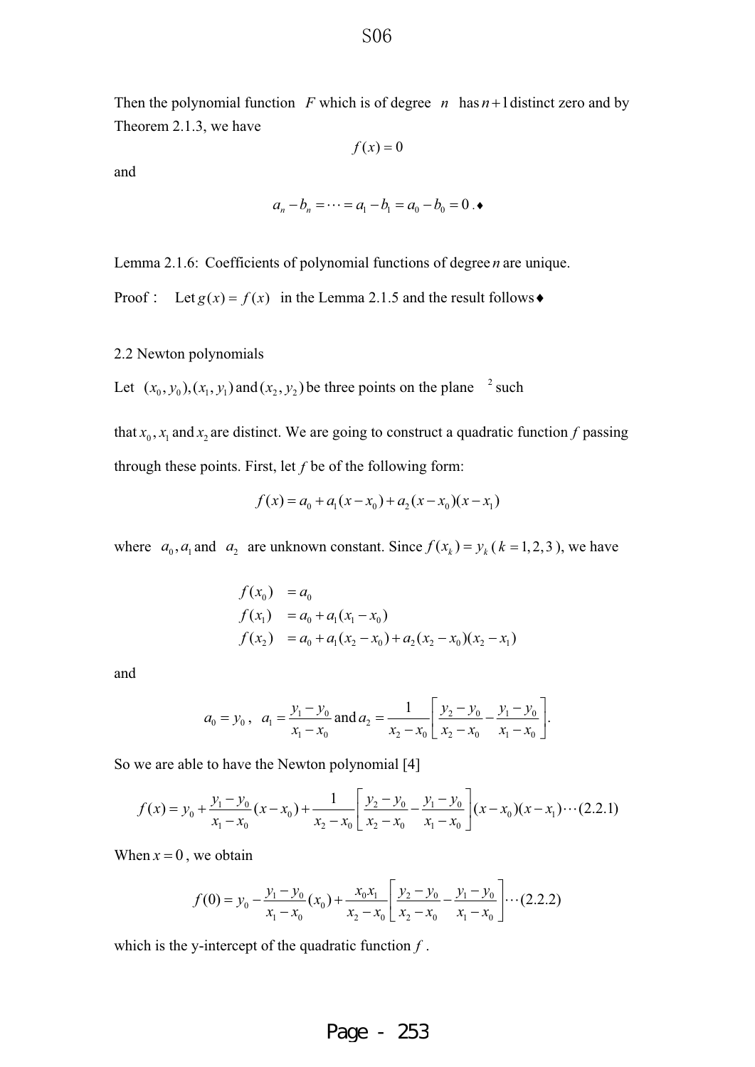Then the polynomial function $F$ which is of degree $n$ has $n+1$ distinct zero and by Theorem 2.1.3, we have

$$f(x) = 0$$

and

$$a_n - b_n = \cdots = a_1 - b_1 = a_0 - b_0 = 0 . ♦$$

Lemma 2.1.6: Coefficients of polynomial functions of degree $n$ are unique.

Proof： Let $g(x) = f(x)$ in the Lemma 2.1.5 and the result follows♦

2.2 Newton polynomials

Let $(x_0, y_0), (x_1, y_1)$ and $(x_2, y_2)$ be three points on the plane $^2$ such

that $x_0, x_1$ and $x_2$ are distinct. We are going to construct a quadratic function $f$ passing through these points. First, let $f$ be of the following form:

$$f(x) = a_0 + a_1(x - x_0) + a_2(x - x_0)(x - x_1)$$

where $a_0, a_1$ and $a_2$ are unknown constant. Since $f(x_k) = y_k$ ( $k = 1, 2, 3$ ), we have

$$\begin{aligned} f(x_0) &= a_0 \\ f(x_1) &= a_0 + a_1(x_1 - x_0) \\ f(x_2) &= a_0 + a_1(x_2 - x_0) + a_2(x_2 - x_0)(x_2 - x_1) \end{aligned}$$

and

$$a_0 = y_0 , \quad a_1 = \frac{y_1 - y_0}{x_1 - x_0} \text{ and } a_2 = \frac{1}{x_2 - x_0}\left[\frac{y_2 - y_0}{x_2 - x_0} - \frac{y_1 - y_0}{x_1 - x_0}\right].$$

So we are able to have the Newton polynomial [4]

$$f(x) = y_0 + \frac{y_1 - y_0}{x_1 - x_0}(x - x_0) + \frac{1}{x_2 - x_0}\left[\frac{y_2 - y_0}{x_2 - x_0} - \frac{y_1 - y_0}{x_1 - x_0}\right](x - x_0)(x - x_1) \cdots (2.2.1)$$

When $x = 0$, we obtain

$$f(0) = y_0 - \frac{y_1 - y_0}{x_1 - x_0}(x_0) + \frac{x_0 x_1}{x_2 - x_0}\left[\frac{y_2 - y_0}{x_2 - x_0} - \frac{y_1 - y_0}{x_1 - x_0}\right] \cdots (2.2.2)$$

which is the y-intercept of the quadratic function $f$.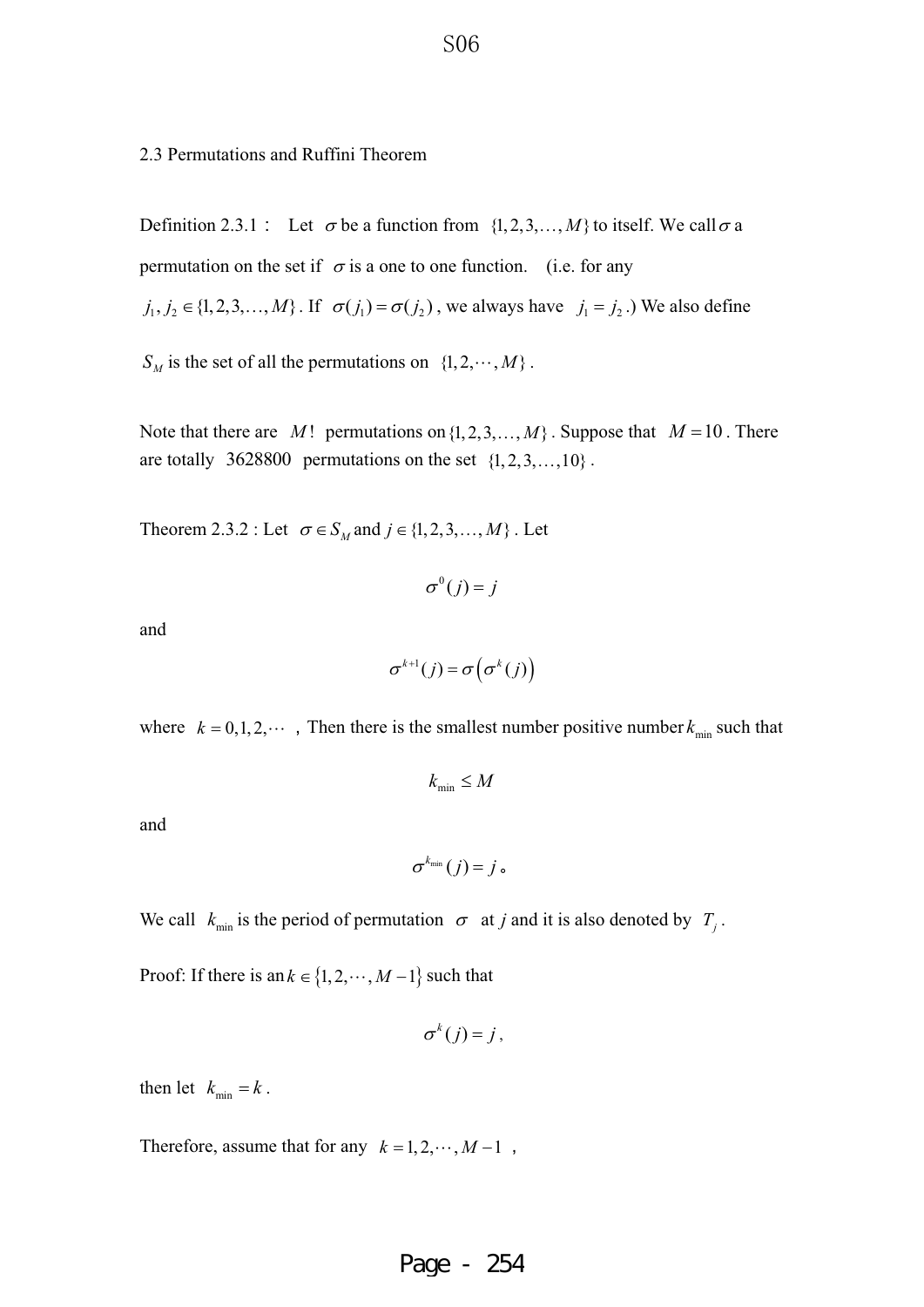## 2.3 Permutations and Ruffini Theorem

Definition 2.3.1： Let $\sigma$ be a function from $\{1,2,3,\ldots,M\}$ to itself. We call $\sigma$ a permutation on the set if $\sigma$ is a one to one function. (i.e. for any $j_1, j_2 \in \{1,2,3,\ldots,M\}$. If $\sigma(j_1)=\sigma(j_2)$, we always have $j_1 = j_2$.) We also define $S_M$ is the set of all the permutations on $\{1,2,\cdots,M\}$.

Note that there are $M!$ permutations on $\{1,2,3,\ldots,M\}$. Suppose that $M=10$. There are totally 3628800 permutations on the set $\{1,2,3,\ldots,10\}$.

Theorem 2.3.2 : Let $\sigma \in S_M$ and $j \in \{1,2,3,\ldots,M\}$. Let

$$\sigma^0(j) = j$$

and

$$\sigma^{k+1}(j) = \sigma\left(\sigma^k(j)\right)$$

where $k=0,1,2,\cdots$ , Then there is the smallest number positive number $k_{\min}$ such that

$$k_{\min} \le M$$

and

$$\sigma^{k_{\min}}(j) = j 。$$

We call $k_{\min}$ is the period of permutation $\sigma$ at $j$ and it is also denoted by $T_j$.

Proof: If there is an $k \in \{1,2,\cdots,M-1\}$ such that

$$\sigma^k(j) = j,$$

then let $k_{\min} = k$.

Therefore, assume that for any $k = 1,2,\cdots,M-1$ ,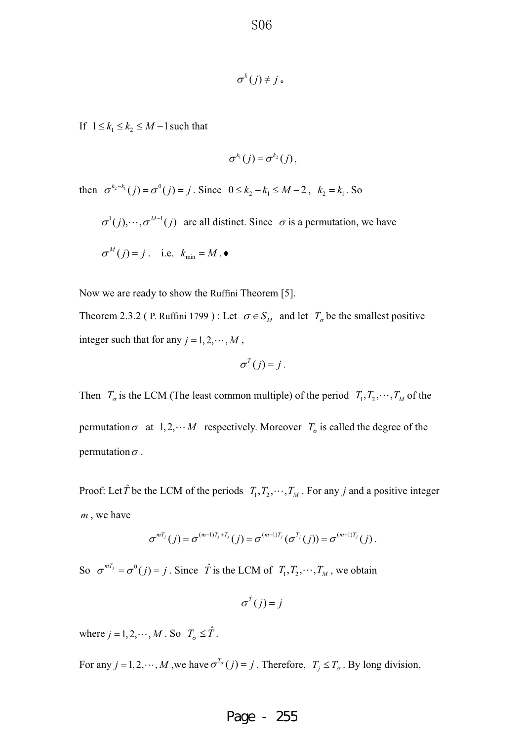$$\sigma^k(j) \neq j \text{。}$$

If $1 \le k_1 \le k_2 \le M-1$ such that

$$\sigma^{k_1}(j) = \sigma^{k_2}(j),$$

then $\sigma^{k_2-k_1}(j) = \sigma^0(j) = j$. Since $0 \le k_2 - k_1 \le M-2$, $k_2 = k_1$. So

$\sigma^1(j), \cdots, \sigma^{M-1}(j)$ are all distinct. Since $\sigma$ is a permutation, we have

$\sigma^M(j) = j$. i.e. $k_{\min} = M$.♦

Now we are ready to show the Ruffini Theorem [5].

Theorem 2.3.2 ( P. Ruffini 1799 ) : Let $\sigma \in S_M$ and let $T_\sigma$ be the smallest positive integer such that for any $j = 1, 2, \cdots, M$,

$$\sigma^T(j) = j.$$

Then $T_\sigma$ is the LCM (The least common multiple) of the period $T_1, T_2, \cdots, T_M$ of the permutation $\sigma$ at $1, 2, \cdots M$ respectively. Moreover $T_\sigma$ is called the degree of the permutation $\sigma$.

Proof: Let $\hat{T}$ be the LCM of the periods $T_1, T_2, \cdots, T_M$. For any $j$ and a positive integer $m$, we have

$$\sigma^{mT_j}(j) = \sigma^{(m-1)T_j + T_j}(j) = \sigma^{(m-1)T_j}(\sigma^{T_j}(j)) = \sigma^{(m-1)T_j}(j).$$

So $\sigma^{mT_j} = \sigma^0(j) = j$. Since $\hat{T}$ is the LCM of $T_1, T_2, \cdots, T_M$, we obtain

$$\sigma^{\hat{T}}(j) = j$$

where $j = 1, 2, \cdots, M$. So $T_\sigma \le \hat{T}$.

For any $j = 1, 2, \cdots, M$, we have $\sigma^{T_\sigma}(j) = j$. Therefore, $T_j \le T_\sigma$. By long division,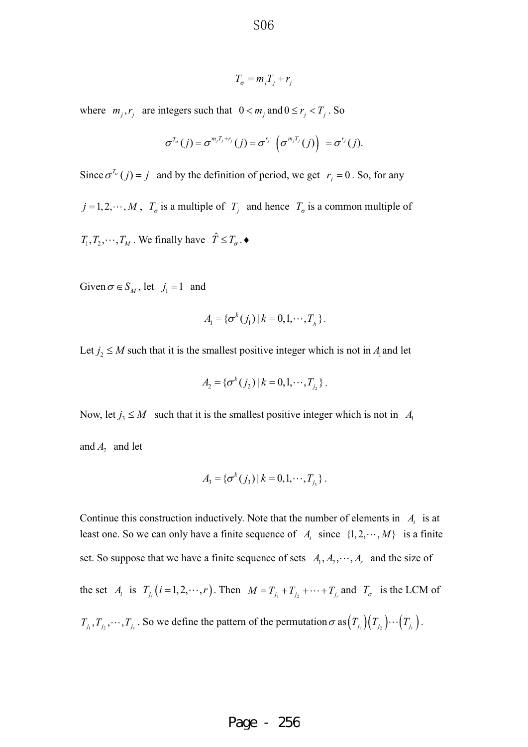$$T_\sigma = m_j T_j + r_j$$

where $m_j, r_j$ are integers such that $0 < m_j$ and $0 \le r_j < T_j$. So

$$\sigma^{T_\sigma}(j) = \sigma^{m_j T_j + r_j}(j) = \sigma^{r_j}\left(\sigma^{m_j T_j}(j)\right) = \sigma^{r_j}(j).$$

Since $\sigma^{T_\sigma}(j) = j$ and by the definition of period, we get $r_j = 0$. So, for any $j = 1, 2, \cdots, M$, $T_\sigma$ is a multiple of $T_j$ and hence $T_\sigma$ is a common multiple of $T_1, T_2, \cdots, T_M$. We finally have $\hat{T} \le T_\sigma$.♦

Given $\sigma \in S_M$, let $j_1 = 1$ and

$$A_1 = \{\sigma^k(j_1) \mid k = 0, 1, \cdots, T_{j_1}\}.$$

Let $j_2 \le M$ such that it is the smallest positive integer which is not in $A_1$ and let

$$A_2 = \{\sigma^k(j_2) \mid k = 0, 1, \cdots, T_{j_2}\}.$$

Now, let $j_3 \le M$ such that it is the smallest positive integer which is not in $A_1$ and $A_2$ and let

$$A_3 = \{\sigma^k(j_3) \mid k = 0, 1, \cdots, T_{j_3}\}.$$

Continue this construction inductively. Note that the number of elements in $A_i$ is at least one. So we can only have a finite sequence of $A_i$ since $\{1, 2, \cdots, M\}$ is a finite set. So suppose that we have a finite sequence of sets $A_1, A_2, \cdots, A_r$ and the size of the set $A_i$ is $T_{j_i}\ (i = 1, 2, \cdots, r)$. Then $M = T_{j_1} + T_{j_2} + \cdots + T_{j_r}$ and $T_\sigma$ is the LCM of $T_{j_1}, T_{j_2}, \cdots, T_{j_r}$. So we define the pattern of the permutation $\sigma$ as $\left(T_{j_1}\right)\left(T_{j_2}\right)\cdots\left(T_{j_r}\right)$.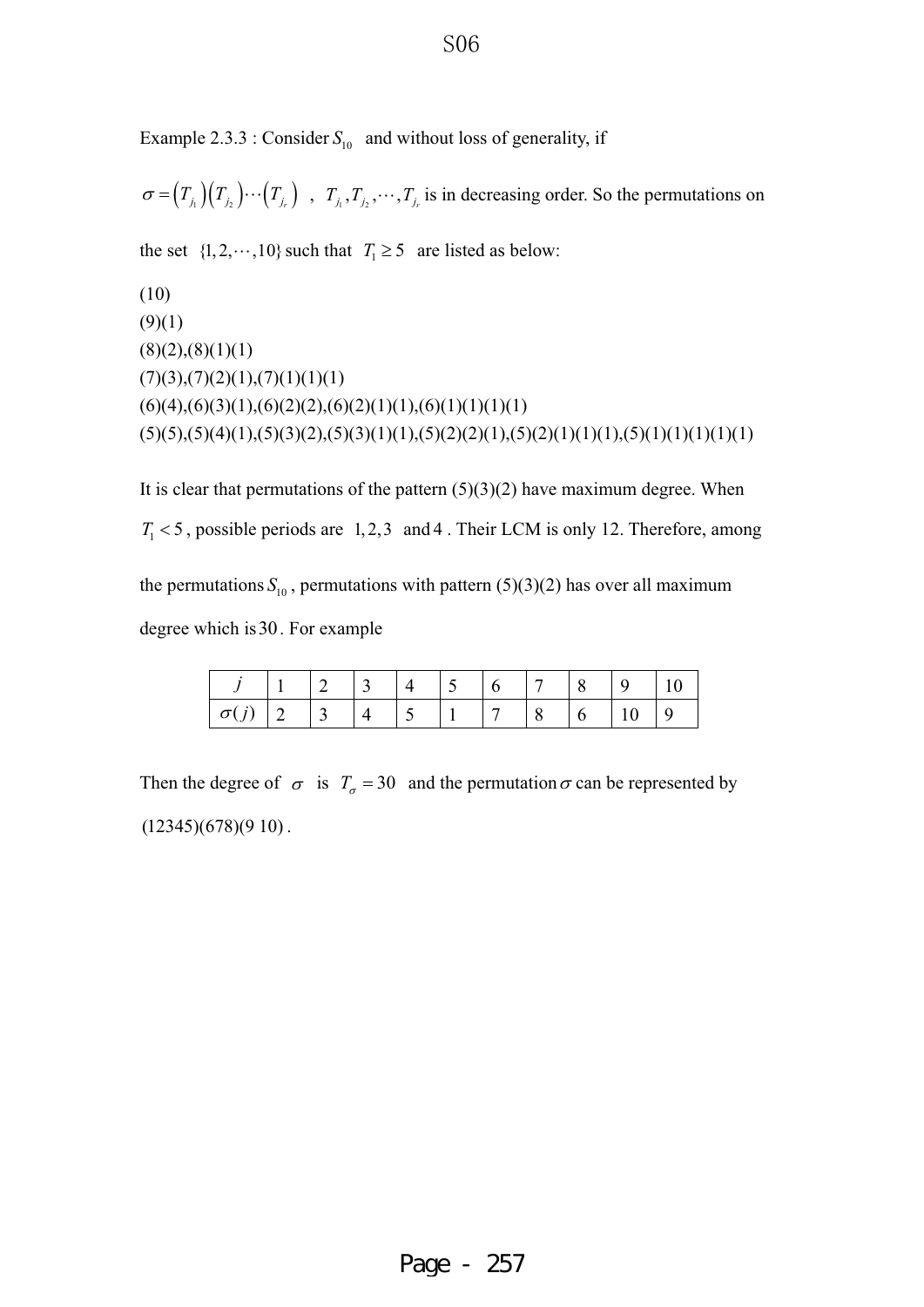Example 2.3.3 : Consider $S_{10}$ and without loss of generality, if

$\sigma = \left(T_{j_1}\right)\left(T_{j_2}\right)\cdots\left(T_{j_r}\right)$ , $T_{j_1}, T_{j_2}, \cdots, T_{j_r}$ is in decreasing order. So the permutations on the set $\{1, 2, \cdots, 10\}$ such that $T_1 \geq 5$ are listed as below:

(10)
(9)(1)
(8)(2),(8)(1)(1)
(7)(3),(7)(2)(1),(7)(1)(1)(1)
(6)(4),(6)(3)(1),(6)(2)(2),(6)(2)(1)(1),(6)(1)(1)(1)(1)
(5)(5),(5)(4)(1),(5)(3)(2),(5)(3)(1)(1),(5)(2)(2)(1),(5)(2)(1)(1)(1),(5)(1)(1)(1)(1)(1)

It is clear that permutations of the pattern (5)(3)(2) have maximum degree. When $T_1 < 5$, possible periods are $1, 2, 3$ and $4$. Their LCM is only 12. Therefore, among the permutations $S_{10}$, permutations with pattern (5)(3)(2) has over all maximum degree which is $30$. For example

| $j$ | 1 | 2 | 3 | 4 | 5 | 6 | 7 | 8 | 9 | 10 |
|---|---|---|---|---|---|---|---|---|---|---|
| $\sigma(j)$ | 2 | 3 | 4 | 5 | 1 | 7 | 8 | 6 | 10 | 9 |

Then the degree of $\sigma$ is $T_\sigma = 30$ and the permutation $\sigma$ can be represented by $(12345)(678)(9\ 10)$.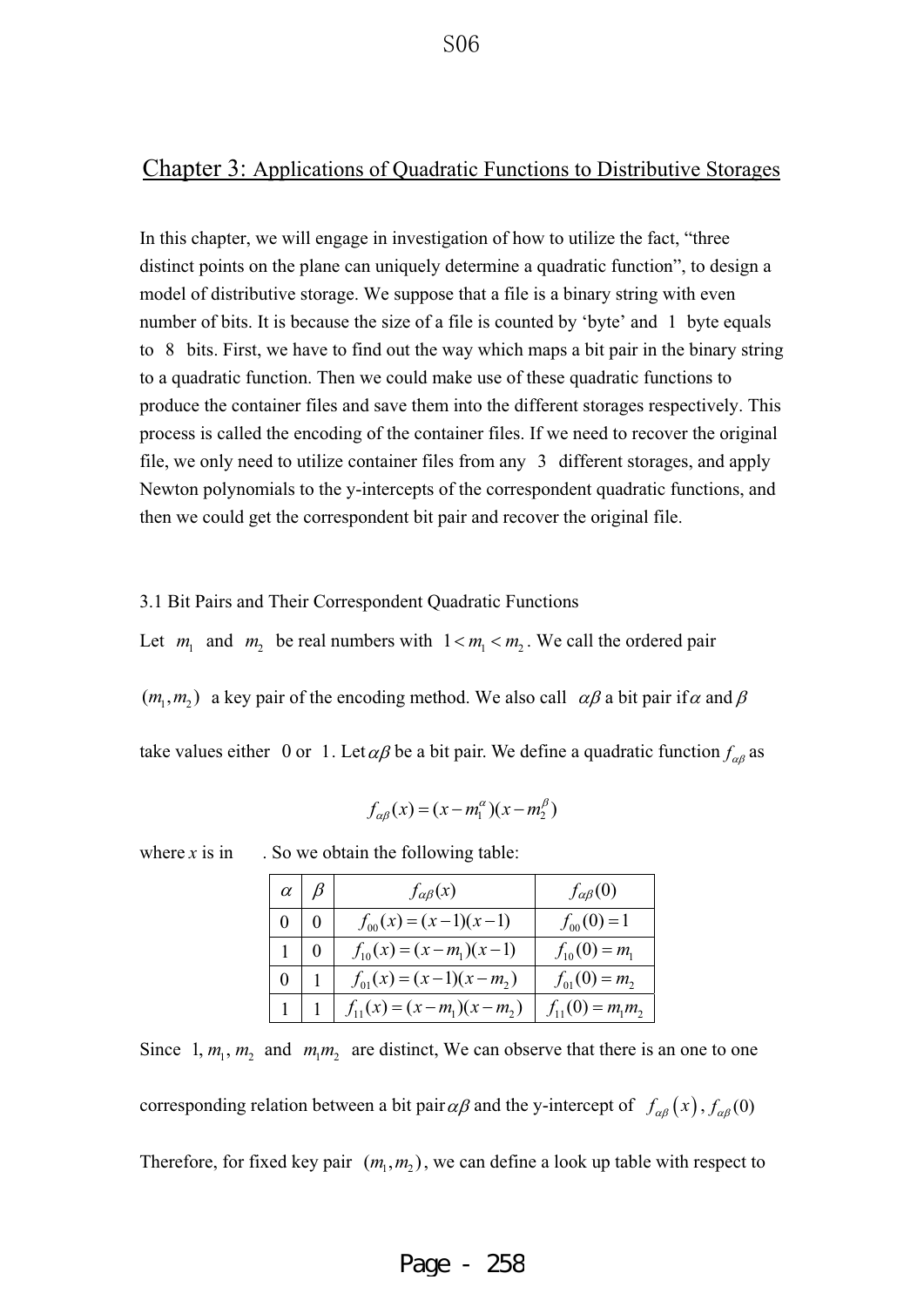## Chapter 3: Applications of Quadratic Functions to Distributive Storages

In this chapter, we will engage in investigation of how to utilize the fact, "three distinct points on the plane can uniquely determine a quadratic function", to design a model of distributive storage. We suppose that a file is a binary string with even number of bits. It is because the size of a file is counted by 'byte' and 1 byte equals to 8 bits. First, we have to find out the way which maps a bit pair in the binary string to a quadratic function. Then we could make use of these quadratic functions to produce the container files and save them into the different storages respectively. This process is called the encoding of the container files. If we need to recover the original file, we only need to utilize container files from any 3 different storages, and apply Newton polynomials to the y-intercepts of the correspondent quadratic functions, and then we could get the correspondent bit pair and recover the original file.

### 3.1 Bit Pairs and Their Correspondent Quadratic Functions

Let $m_1$ and $m_2$ be real numbers with $1 < m_1 < m_2$. We call the ordered pair $(m_1, m_2)$ a key pair of the encoding method. We also call $\alpha\beta$ a bit pair if $\alpha$ and $\beta$ take values either 0 or 1. Let $\alpha\beta$ be a bit pair. We define a quadratic function $f_{\alpha\beta}$ as

$$f_{\alpha\beta}(x) = (x - m_1^{\alpha})(x - m_2^{\beta})$$

where $x$ is in . So we obtain the following table:

| $\alpha$ | $\beta$ | $f_{\alpha\beta}(x)$ | $f_{\alpha\beta}(0)$ |
|---|---|---|---|
| 0 | 0 | $f_{00}(x) = (x-1)(x-1)$ | $f_{00}(0) = 1$ |
| 1 | 0 | $f_{10}(x) = (x-m_1)(x-1)$ | $f_{10}(0) = m_1$ |
| 0 | 1 | $f_{01}(x) = (x-1)(x-m_2)$ | $f_{01}(0) = m_2$ |
| 1 | 1 | $f_{11}(x) = (x-m_1)(x-m_2)$ | $f_{11}(0) = m_1 m_2$ |

Since $1, m_1, m_2$ and $m_1 m_2$ are distinct, We can observe that there is an one to one corresponding relation between a bit pair $\alpha\beta$ and the y-intercept of $f_{\alpha\beta}(x)$, $f_{\alpha\beta}(0)$

Therefore, for fixed key pair $(m_1, m_2)$, we can define a look up table with respect to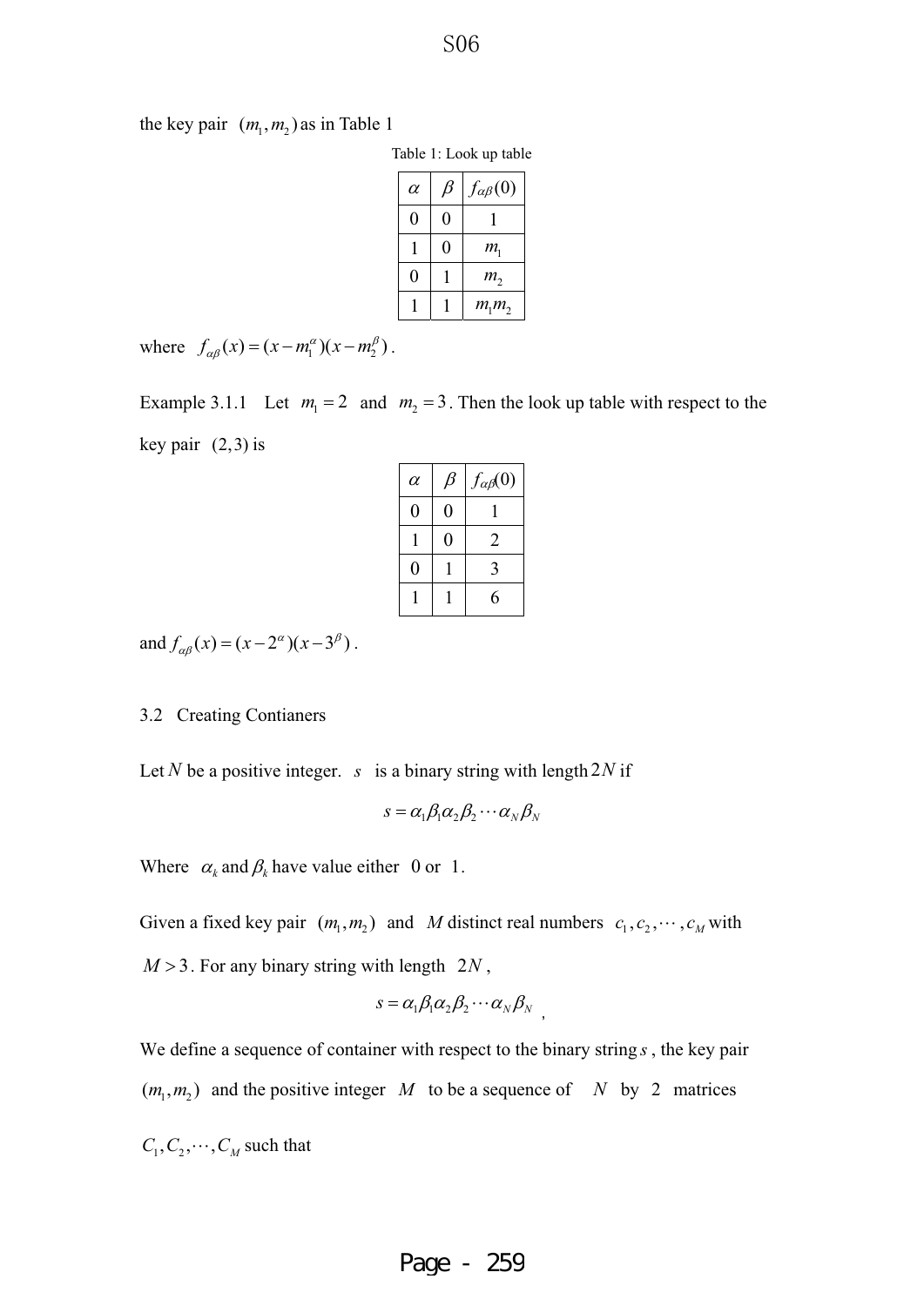the key pair $(m_1, m_2)$ as in Table 1

Table 1: Look up table

| $\alpha$ | $\beta$ | $f_{\alpha\beta}(0)$ |
|---|---|---|
| 0 | 0 | 1 |
| 1 | 0 | $m_1$ |
| 0 | 1 | $m_2$ |
| 1 | 1 | $m_1 m_2$ |

where $f_{\alpha\beta}(x) = (x - m_1^{\alpha})(x - m_2^{\beta})$.

Example 3.1.1 Let $m_1 = 2$ and $m_2 = 3$. Then the look up table with respect to the key pair $(2,3)$ is

| $\alpha$ | $\beta$ | $f_{\alpha\beta}(0)$ |
|---|---|---|
| 0 | 0 | 1 |
| 1 | 0 | 2 |
| 0 | 1 | 3 |
| 1 | 1 | 6 |

and $f_{\alpha\beta}(x) = (x - 2^{\alpha})(x - 3^{\beta})$.

## 3.2 Creating Contianers

Let $N$ be a positive integer. $s$ is a binary string with length $2N$ if

$$s = \alpha_1 \beta_1 \alpha_2 \beta_2 \cdots \alpha_N \beta_N$$

Where $\alpha_k$ and $\beta_k$ have value either 0 or 1.

Given a fixed key pair $(m_1, m_2)$ and $M$ distinct real numbers $c_1, c_2, \cdots, c_M$ with $M > 3$. For any binary string with length $2N$,

$$s = \alpha_1 \beta_1 \alpha_2 \beta_2 \cdots \alpha_N \beta_N ,$$

We define a sequence of container with respect to the binary string $s$, the key pair $(m_1, m_2)$ and the positive integer $M$ to be a sequence of $N$ by 2 matrices $C_1, C_2, \cdots, C_M$ such that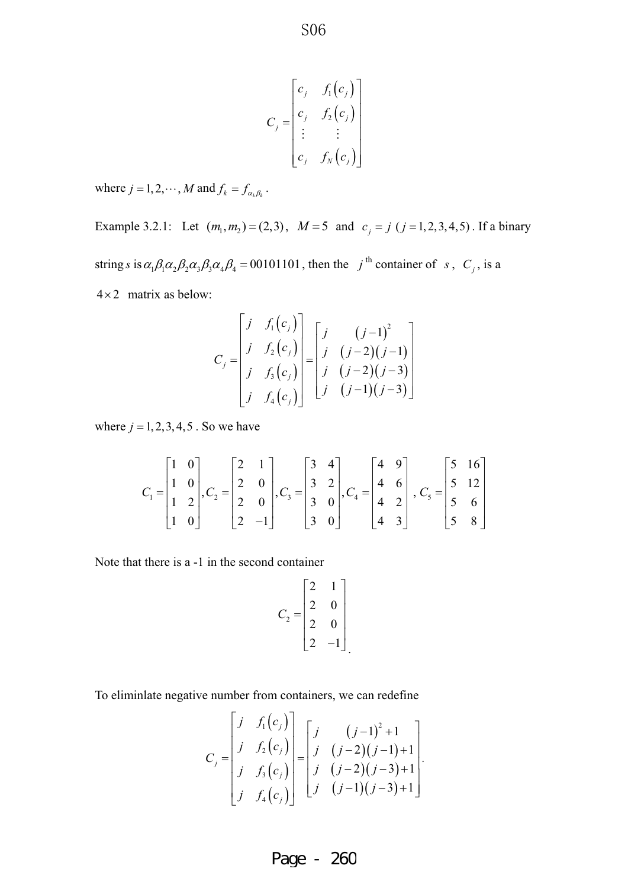$$C_j = \begin{bmatrix} c_j & f_1(c_j) \\ c_j & f_2(c_j) \\ \vdots & \vdots \\ c_j & f_N(c_j) \end{bmatrix}$$

where $j = 1, 2, \cdots, M$ and $f_k = f_{\alpha_k \beta_k}$.

Example 3.2.1: Let $(m_1, m_2) = (2, 3)$, $M = 5$ and $c_j = j$ ($j = 1, 2, 3, 4, 5$). If a binary string $s$ is $\alpha_1\beta_1\alpha_2\beta_2\alpha_3\beta_3\alpha_4\beta_4 = 00101101$, then the $j^{\text{th}}$ container of $s$, $C_j$, is a $4 \times 2$ matrix as below:

$$C_j = \begin{bmatrix} j & f_1(c_j) \\ j & f_2(c_j) \\ j & f_3(c_j) \\ j & f_4(c_j) \end{bmatrix} = \begin{bmatrix} j & (j-1)^2 \\ j & (j-2)(j-1) \\ j & (j-2)(j-3) \\ j & (j-1)(j-3) \end{bmatrix}$$

where $j = 1, 2, 3, 4, 5$. So we have

$$C_1 = \begin{bmatrix} 1 & 0 \\ 1 & 0 \\ 1 & 2 \\ 1 & 0 \end{bmatrix}, C_2 = \begin{bmatrix} 2 & 1 \\ 2 & 0 \\ 2 & 0 \\ 2 & -1 \end{bmatrix}, C_3 = \begin{bmatrix} 3 & 4 \\ 3 & 2 \\ 3 & 0 \\ 3 & 0 \end{bmatrix}, C_4 = \begin{bmatrix} 4 & 9 \\ 4 & 6 \\ 4 & 2 \\ 4 & 3 \end{bmatrix}, C_5 = \begin{bmatrix} 5 & 16 \\ 5 & 12 \\ 5 & 6 \\ 5 & 8 \end{bmatrix}$$

Note that there is a -1 in the second container

$$C_2 = \begin{bmatrix} 2 & 1 \\ 2 & 0 \\ 2 & 0 \\ 2 & -1 \end{bmatrix}.$$

To eliminlate negative number from containers, we can redefine

$$C_j = \begin{bmatrix} j & f_1(c_j) \\ j & f_2(c_j) \\ j & f_3(c_j) \\ j & f_4(c_j) \end{bmatrix} = \begin{bmatrix} j & (j-1)^2 + 1 \\ j & (j-2)(j-1) + 1 \\ j & (j-2)(j-3) + 1 \\ j & (j-1)(j-3) + 1 \end{bmatrix}.$$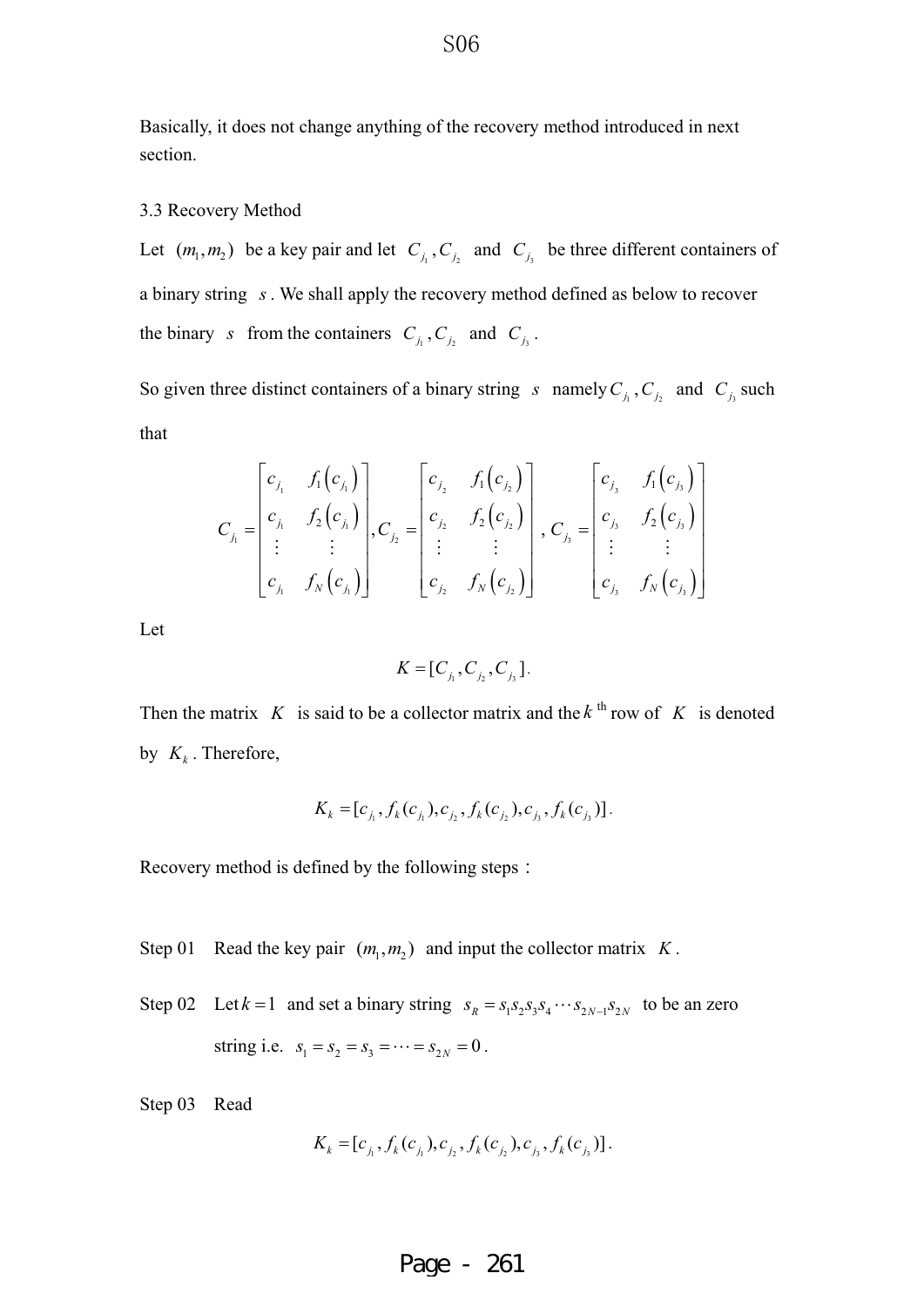Basically, it does not change anything of the recovery method introduced in next section.

### 3.3 Recovery Method

Let $(m_1, m_2)$ be a key pair and let $C_{j_1}, C_{j_2}$ and $C_{j_3}$ be three different containers of a binary string $s$. We shall apply the recovery method defined as below to recover the binary $s$ from the containers $C_{j_1}, C_{j_2}$ and $C_{j_3}$.

So given three distinct containers of a binary string $s$ namely $C_{j_1}, C_{j_2}$ and $C_{j_3}$ such that

$$C_{j_1} = \begin{bmatrix} c_{j_1} & f_1\left(c_{j_1}\right) \\ c_{j_1} & f_2\left(c_{j_1}\right) \\ \vdots & \vdots \\ c_{j_1} & f_N\left(c_{j_1}\right) \end{bmatrix}, C_{j_2} = \begin{bmatrix} c_{j_2} & f_1\left(c_{j_2}\right) \\ c_{j_2} & f_2\left(c_{j_2}\right) \\ \vdots & \vdots \\ c_{j_2} & f_N\left(c_{j_2}\right) \end{bmatrix}, C_{j_3} = \begin{bmatrix} c_{j_3} & f_1\left(c_{j_3}\right) \\ c_{j_3} & f_2\left(c_{j_3}\right) \\ \vdots & \vdots \\ c_{j_3} & f_N\left(c_{j_3}\right) \end{bmatrix}$$

Let

$$K = [C_{j_1}, C_{j_2}, C_{j_3}].$$

Then the matrix $K$ is said to be a collector matrix and the $k^{\text{th}}$ row of $K$ is denoted by $K_k$. Therefore,

$$K_k = [c_{j_1}, f_k(c_{j_1}), c_{j_2}, f_k(c_{j_2}), c_{j_3}, f_k(c_{j_3})].$$

Recovery method is defined by the following steps：

Step 01 Read the key pair $(m_1, m_2)$ and input the collector matrix $K$.

Step 02 Let $k = 1$ and set a binary string $s_R = s_1 s_2 s_3 s_4 \cdots s_{2N-1} s_{2N}$ to be an zero string i.e. $s_1 = s_2 = s_3 = \cdots = s_{2N} = 0$.

Step 03 Read

$$K_k = [c_{j_1}, f_k(c_{j_1}), c_{j_2}, f_k(c_{j_2}), c_{j_3}, f_k(c_{j_3})].$$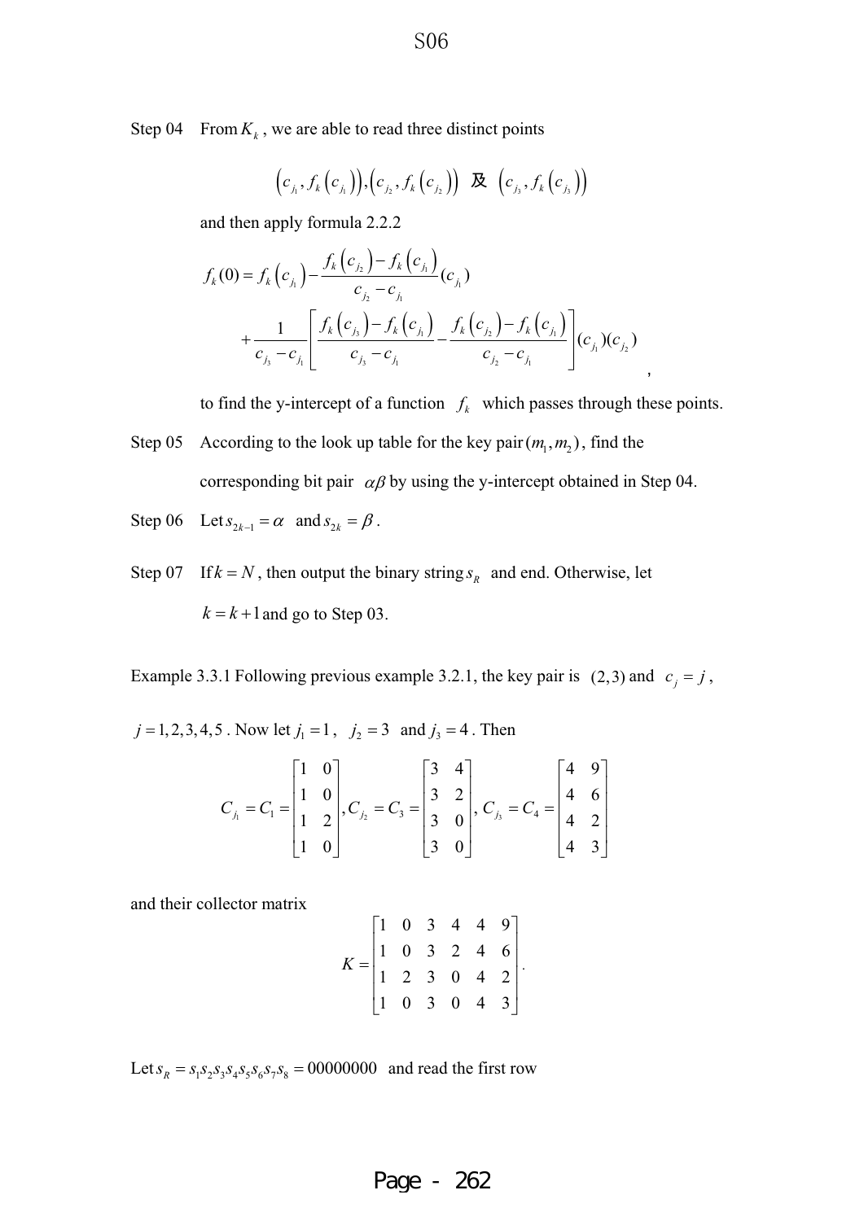Step 04 From $K_k$, we are able to read three distinct points

$$\left(c_{j_1}, f_k\left(c_{j_1}\right)\right), \left(c_{j_2}, f_k\left(c_{j_2}\right)\right) \text{ 及 } \left(c_{j_3}, f_k\left(c_{j_3}\right)\right)$$

and then apply formula 2.2.2

$$f_k(0) = f_k\left(c_{j_1}\right) - \frac{f_k\left(c_{j_2}\right) - f_k\left(c_{j_1}\right)}{c_{j_2} - c_{j_1}}(c_{j_1}) + \frac{1}{c_{j_3} - c_{j_1}}\left[\frac{f_k\left(c_{j_3}\right) - f_k\left(c_{j_1}\right)}{c_{j_3} - c_{j_1}} - \frac{f_k\left(c_{j_2}\right) - f_k\left(c_{j_1}\right)}{c_{j_2} - c_{j_1}}\right](c_{j_1})(c_{j_2}),$$

to find the y-intercept of a function $f_k$ which passes through these points.

Step 05 According to the look up table for the key pair $(m_1, m_2)$, find the corresponding bit pair $\alpha\beta$ by using the y-intercept obtained in Step 04.

Step 06 Let $s_{2k-1} = \alpha$ and $s_{2k} = \beta$.

Step 07 If $k = N$, then output the binary string $s_R$ and end. Otherwise, let $k = k+1$ and go to Step 03.

Example 3.3.1 Following previous example 3.2.1, the key pair is $(2,3)$ and $c_j = j$, $j = 1,2,3,4,5$. Now let $j_1 = 1$, $j_2 = 3$ and $j_3 = 4$. Then

$$C_{j_1} = C_1 = \begin{bmatrix} 1 & 0 \\ 1 & 0 \\ 1 & 2 \\ 1 & 0 \end{bmatrix}, C_{j_2} = C_3 = \begin{bmatrix} 3 & 4 \\ 3 & 2 \\ 3 & 0 \\ 3 & 0 \end{bmatrix}, C_{j_3} = C_4 = \begin{bmatrix} 4 & 9 \\ 4 & 6 \\ 4 & 2 \\ 4 & 3 \end{bmatrix}$$

and their collector matrix

$$K = \begin{bmatrix} 1 & 0 & 3 & 4 & 4 & 9 \\ 1 & 0 & 3 & 2 & 4 & 6 \\ 1 & 2 & 3 & 0 & 4 & 2 \\ 1 & 0 & 3 & 0 & 4 & 3 \end{bmatrix}.$$

Let $s_R = s_1 s_2 s_3 s_4 s_5 s_6 s_7 s_8 = 00000000$ and read the first row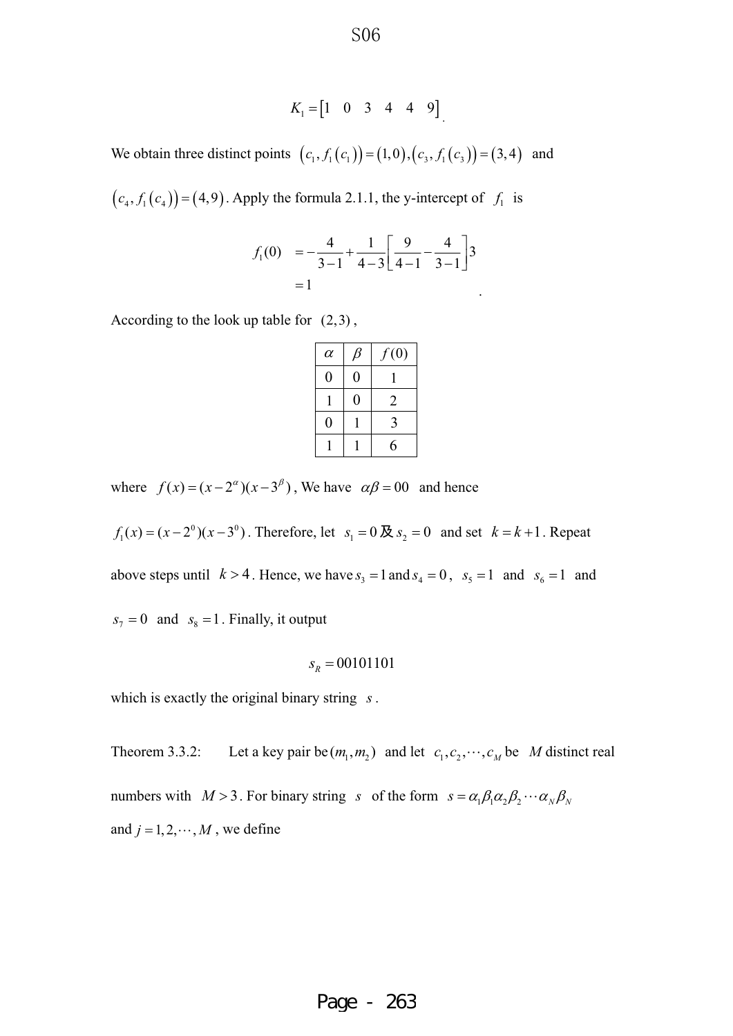$$K_1 = \begin{bmatrix} 1 & 0 & 3 & 4 & 4 & 9 \end{bmatrix}.$$

We obtain three distinct points $(c_1, f_1(c_1)) = (1,0), (c_3, f_1(c_3)) = (3,4)$ and $(c_4, f_1(c_4)) = (4,9)$. Apply the formula 2.1.1, the y-intercept of $f_1$ is

$$\begin{aligned} f_1(0) &= -\frac{4}{3-1} + \frac{1}{4-3}\left[\frac{9}{4-1} - \frac{4}{3-1}\right]3 \\ &= 1 \end{aligned}.$$

According to the look up table for $(2,3)$,

| $\alpha$ | $\beta$ | $f(0)$ |
|---|---|---|
| 0 | 0 | 1 |
| 1 | 0 | 2 |
| 0 | 1 | 3 |
| 1 | 1 | 6 |

where $f(x) = (x - 2^{\alpha})(x - 3^{\beta})$, We have $\alpha\beta = 00$ and hence $f_1(x) = (x - 2^0)(x - 3^0)$. Therefore, let $s_1 = 0$ 及 $s_2 = 0$ and set $k = k+1$. Repeat above steps until $k > 4$. Hence, we have $s_3 = 1$ and $s_4 = 0$, $s_5 = 1$ and $s_6 = 1$ and $s_7 = 0$ and $s_8 = 1$. Finally, it output

$$s_R = 00101101$$

which is exactly the original binary string $s$.

Theorem 3.3.2: Let a key pair be $(m_1, m_2)$ and let $c_1, c_2, \cdots, c_M$ be $M$ distinct real numbers with $M > 3$. For binary string $s$ of the form $s = \alpha_1\beta_1\alpha_2\beta_2\cdots\alpha_N\beta_N$ and $j = 1, 2, \cdots, M$, we define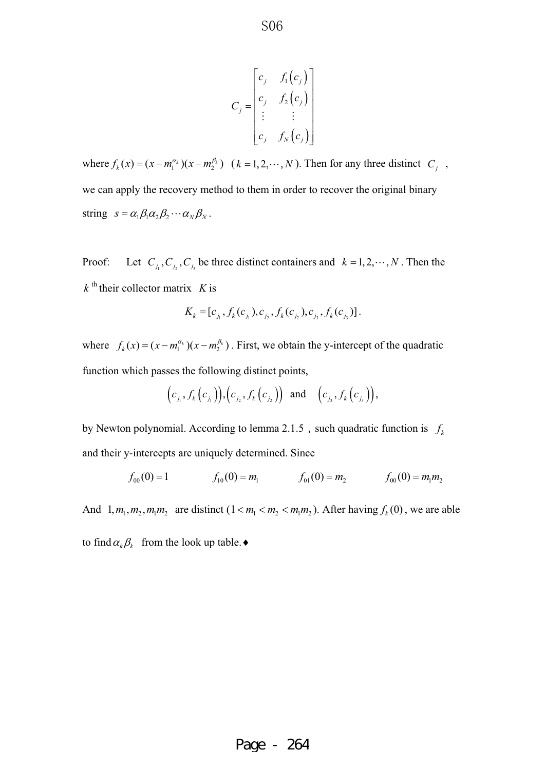$$C_j = \begin{bmatrix} c_j & f_1(c_j) \\ c_j & f_2(c_j) \\ \vdots & \vdots \\ c_j & f_N(c_j) \end{bmatrix}$$

where $f_k(x) = (x - m_1^{\alpha_k})(x - m_2^{\beta_k})$ ($k = 1, 2, \cdots, N$). Then for any three distinct $C_j$, we can apply the recovery method to them in order to recover the original binary string $s = \alpha_1\beta_1\alpha_2\beta_2 \cdots \alpha_N\beta_N$.

Proof: Let $C_{j_1}, C_{j_2}, C_{j_3}$ be three distinct containers and $k = 1, 2, \cdots, N$. Then the $k$ th their collector matrix $K$ is

$$K_k = [c_{j_1}, f_k(c_{j_1}), c_{j_2}, f_k(c_{j_2}), c_{j_3}, f_k(c_{j_3})].$$

where $f_k(x) = (x - m_1^{\alpha_k})(x - m_2^{\beta_k})$. First, we obtain the y-intercept of the quadratic function which passes the following distinct points,

$$\left(c_{j_1}, f_k\left(c_{j_1}\right)\right), \left(c_{j_2}, f_k\left(c_{j_2}\right)\right) \text{ and } \left(c_{j_3}, f_k\left(c_{j_3}\right)\right),$$

by Newton polynomial. According to lemma 2.1.5，such quadratic function is $f_k$ and their y-intercepts are uniquely determined. Since

$$f_{00}(0) = 1 \qquad f_{10}(0) = m_1 \qquad f_{01}(0) = m_2 \qquad f_{00}(0) = m_1 m_2$$

And $1, m_1, m_2, m_1 m_2$ are distinct ($1 < m_1 < m_2 < m_1 m_2$). After having $f_k(0)$, we are able to find $\alpha_k\beta_k$ from the look up table.♦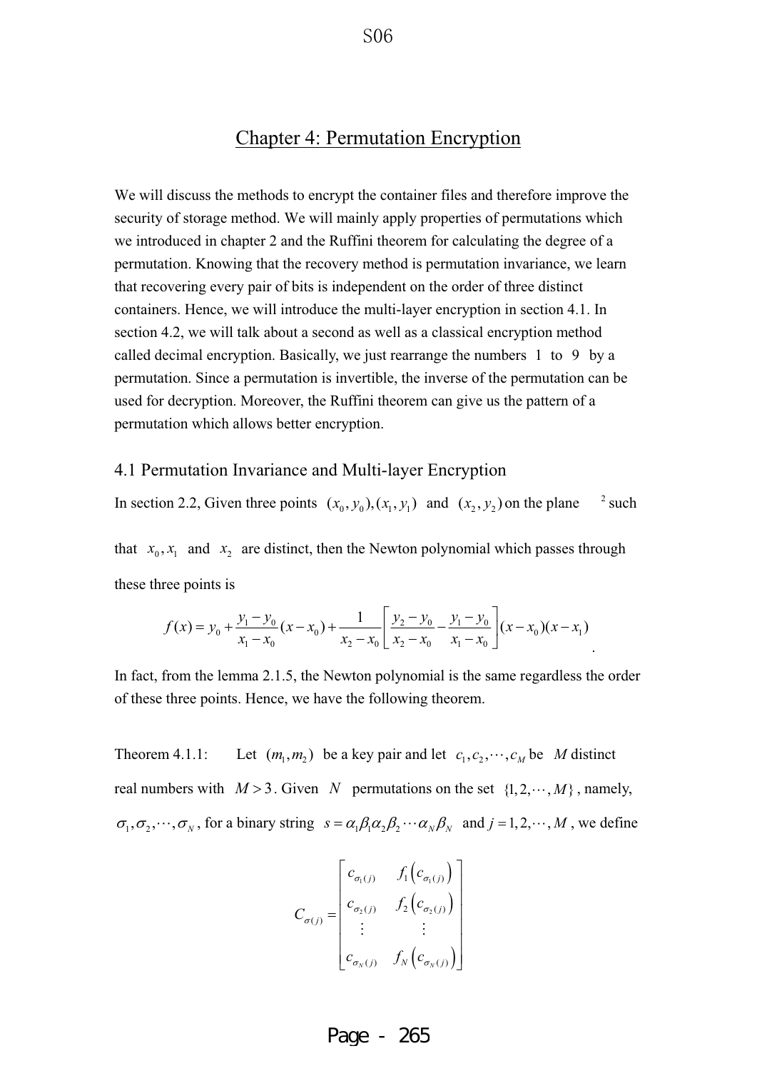# Chapter 4: Permutation Encryption

We will discuss the methods to encrypt the container files and therefore improve the security of storage method. We will mainly apply properties of permutations which we introduced in chapter 2 and the Ruffini theorem for calculating the degree of a permutation. Knowing that the recovery method is permutation invariance, we learn that recovering every pair of bits is independent on the order of three distinct containers. Hence, we will introduce the multi-layer encryption in section 4.1. In section 4.2, we will talk about a second as well as a classical encryption method called decimal encryption. Basically, we just rearrange the numbers $1$ to $9$ by a permutation. Since a permutation is invertible, the inverse of the permutation can be used for decryption. Moreover, the Ruffini theorem can give us the pattern of a permutation which allows better encryption.

## 4.1 Permutation Invariance and Multi-layer Encryption

In section 2.2, Given three points $(x_0, y_0), (x_1, y_1)$ and $(x_2, y_2)$ on the plane $\mathbb{R}^2$ such that $x_0, x_1$ and $x_2$ are distinct, then the Newton polynomial which passes through these three points is

$$f(x) = y_0 + \frac{y_1 - y_0}{x_1 - x_0}(x - x_0) + \frac{1}{x_2 - x_0}\left[\frac{y_2 - y_0}{x_2 - x_0} - \frac{y_1 - y_0}{x_1 - x_0}\right](x - x_0)(x - x_1).$$

In fact, from the lemma 2.1.5, the Newton polynomial is the same regardless the order of these three points. Hence, we have the following theorem.

Theorem 4.1.1: Let $(m_1, m_2)$ be a key pair and let $c_1, c_2, \cdots, c_M$ be $M$ distinct real numbers with $M > 3$. Given $N$ permutations on the set $\{1, 2, \cdots, M\}$, namely, $\sigma_1, \sigma_2, \cdots, \sigma_N$, for a binary string $s = \alpha_1\beta_1\alpha_2\beta_2\cdots\alpha_N\beta_N$ and $j = 1, 2, \cdots, M$, we define

$$C_{\sigma(j)} = \begin{bmatrix} c_{\sigma_1(j)} & f_1\left(c_{\sigma_1(j)}\right) \\ c_{\sigma_2(j)} & f_2\left(c_{\sigma_2(j)}\right) \\ \vdots & \vdots \\ c_{\sigma_N(j)} & f_N\left(c_{\sigma_N(j)}\right) \end{bmatrix}$$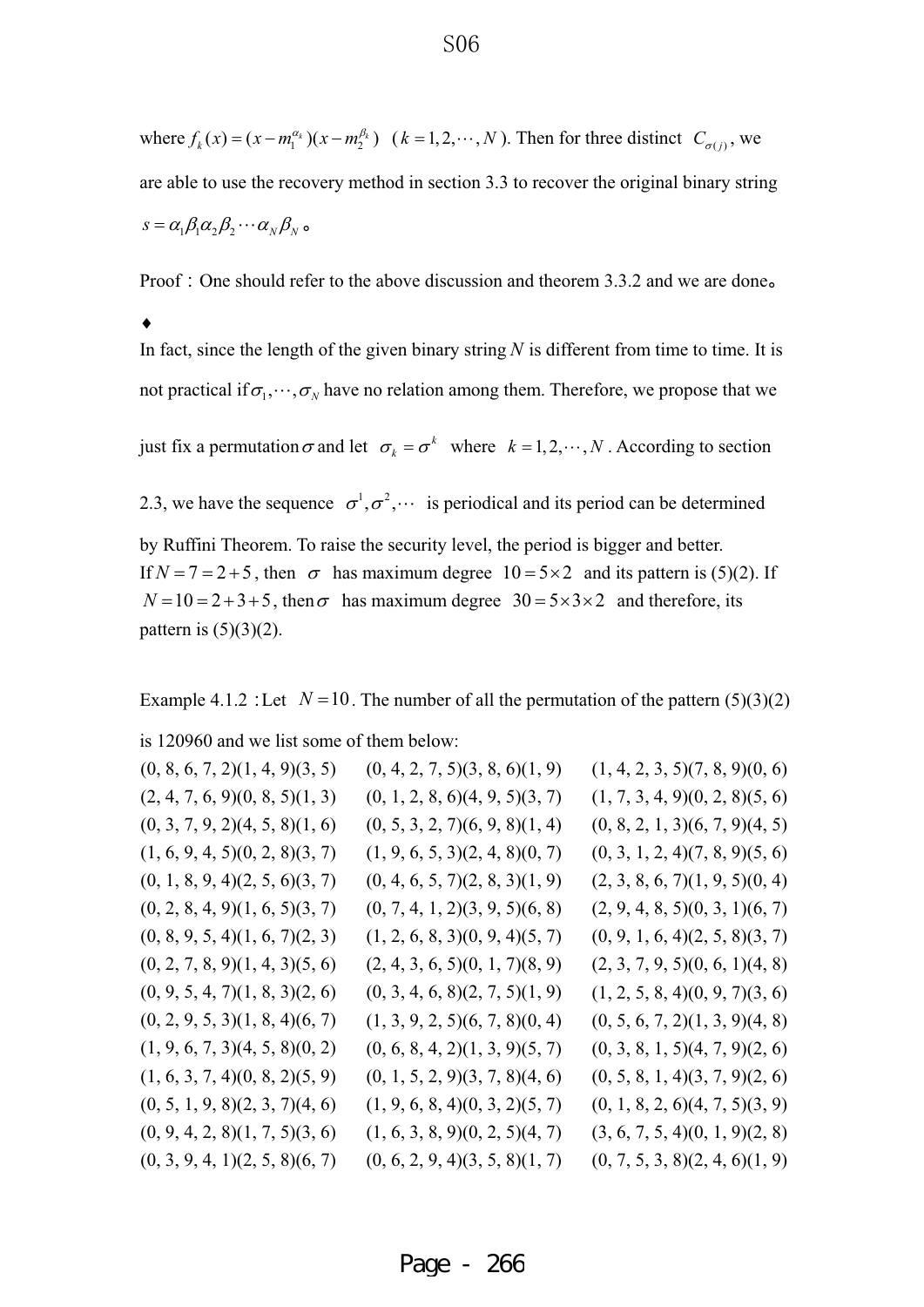where $f_k(x) = (x - m_1^{\alpha_k})(x - m_2^{\beta_k})$ ($k = 1, 2, \cdots, N$). Then for three distinct $C_{\sigma(j)}$, we are able to use the recovery method in section 3.3 to recover the original binary string $s = \alpha_1\beta_1\alpha_2\beta_2\cdots\alpha_N\beta_N$。

Proof：One should refer to the above discussion and theorem 3.3.2 and we are done。

♦

In fact, since the length of the given binary string $N$ is different from time to time. It is not practical if $\sigma_1, \cdots, \sigma_N$ have no relation among them. Therefore, we propose that we just fix a permutation $\sigma$ and let $\sigma_k = \sigma^k$ where $k = 1, 2, \cdots, N$. According to section 2.3, we have the sequence $\sigma^1, \sigma^2, \cdots$ is periodical and its period can be determined by Ruffini Theorem. To raise the security level, the period is bigger and better. If $N = 7 = 2 + 5$, then $\sigma$ has maximum degree $10 = 5 \times 2$ and its pattern is (5)(2). If $N = 10 = 2 + 3 + 5$, then $\sigma$ has maximum degree $30 = 5 \times 3 \times 2$ and therefore, its pattern is (5)(3)(2).

Example 4.1.2：Let $N = 10$. The number of all the permutation of the pattern (5)(3)(2) is 120960 and we list some of them below:

(0, 8, 6, 7, 2)(1, 4, 9)(3, 5)  (0, 4, 2, 7, 5)(3, 8, 6)(1, 9)  (1, 4, 2, 3, 5)(7, 8, 9)(0, 6)
(2, 4, 7, 6, 9)(0, 8, 5)(1, 3)  (0, 1, 2, 8, 6)(4, 9, 5)(3, 7)  (1, 7, 3, 4, 9)(0, 2, 8)(5, 6)
(0, 3, 7, 9, 2)(4, 5, 8)(1, 6)  (0, 5, 3, 2, 7)(6, 9, 8)(1, 4)  (0, 8, 2, 1, 3)(6, 7, 9)(4, 5)
(1, 6, 9, 4, 5)(0, 2, 8)(3, 7)  (1, 9, 6, 5, 3)(2, 4, 8)(0, 7)  (0, 3, 1, 2, 4)(7, 8, 9)(5, 6)
(0, 1, 8, 9, 4)(2, 5, 6)(3, 7)  (0, 4, 6, 5, 7)(2, 8, 3)(1, 9)  (2, 3, 8, 6, 7)(1, 9, 5)(0, 4)
(0, 2, 8, 4, 9)(1, 6, 5)(3, 7)  (0, 7, 4, 1, 2)(3, 9, 5)(6, 8)  (2, 9, 4, 8, 5)(0, 3, 1)(6, 7)
(0, 8, 9, 5, 4)(1, 6, 7)(2, 3)  (1, 2, 6, 8, 3)(0, 9, 4)(5, 7)  (0, 9, 1, 6, 4)(2, 5, 8)(3, 7)
(0, 2, 7, 8, 9)(1, 4, 3)(5, 6)  (2, 4, 3, 6, 5)(0, 1, 7)(8, 9)  (2, 3, 7, 9, 5)(0, 6, 1)(4, 8)
(0, 9, 5, 4, 7)(1, 8, 3)(2, 6)  (0, 3, 4, 6, 8)(2, 7, 5)(1, 9)  (1, 2, 5, 8, 4)(0, 9, 7)(3, 6)
(0, 2, 9, 5, 3)(1, 8, 4)(6, 7)  (1, 3, 9, 2, 5)(6, 7, 8)(0, 4)  (0, 5, 6, 7, 2)(1, 3, 9)(4, 8)
(1, 9, 6, 7, 3)(4, 5, 8)(0, 2)  (0, 6, 8, 4, 2)(1, 3, 9)(5, 7)  (0, 3, 8, 1, 5)(4, 7, 9)(2, 6)
(1, 6, 3, 7, 4)(0, 8, 2)(5, 9)  (0, 1, 5, 2, 9)(3, 7, 8)(4, 6)  (0, 5, 8, 1, 4)(3, 7, 9)(2, 6)
(0, 5, 1, 9, 8)(2, 3, 7)(4, 6)  (1, 9, 6, 8, 4)(0, 3, 2)(5, 7)  (0, 1, 8, 2, 6)(4, 7, 5)(3, 9)
(0, 9, 4, 2, 8)(1, 7, 5)(3, 6)  (1, 6, 3, 8, 9)(0, 2, 5)(4, 7)  (3, 6, 7, 5, 4)(0, 1, 9)(2, 8)
(0, 3, 9, 4, 1)(2, 5, 8)(6, 7)  (0, 6, 2, 9, 4)(3, 5, 8)(1, 7)  (0, 7, 5, 3, 8)(2, 4, 6)(1, 9)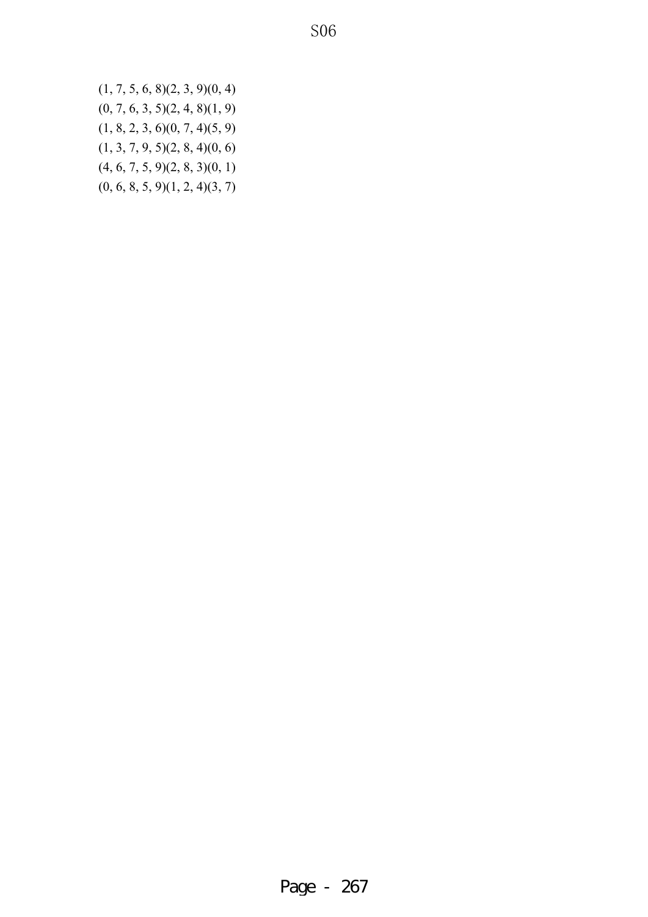S06

(1, 7, 5, 6, 8)(2, 3, 9)(0, 4)
(0, 7, 6, 3, 5)(2, 4, 8)(1, 9)
(1, 8, 2, 3, 6)(0, 7, 4)(5, 9)
(1, 3, 7, 9, 5)(2, 8, 4)(0, 6)
(4, 6, 7, 5, 9)(2, 8, 3)(0, 1)
(0, 6, 8, 5, 9)(1, 2, 4)(3, 7)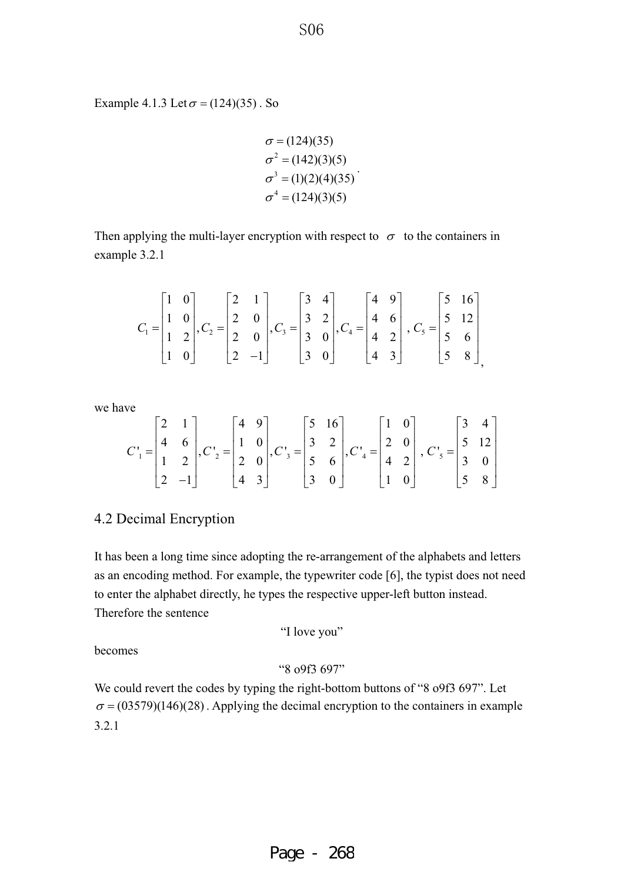Example 4.1.3 Let $\sigma = (124)(35)$. So

$$\begin{aligned}
\sigma &= (124)(35) \\
\sigma^2 &= (142)(3)(5) \\
\sigma^3 &= (1)(2)(4)(35) \\
\sigma^4 &= (124)(3)(5)
\end{aligned}.$$

Then applying the multi-layer encryption with respect to $\sigma$ to the containers in example 3.2.1

$$C_1 = \begin{bmatrix} 1 & 0 \\ 1 & 0 \\ 1 & 2 \\ 1 & 0 \end{bmatrix}, C_2 = \begin{bmatrix} 2 & 1 \\ 2 & 0 \\ 2 & 0 \\ 2 & -1 \end{bmatrix}, C_3 = \begin{bmatrix} 3 & 4 \\ 3 & 2 \\ 3 & 0 \\ 3 & 0 \end{bmatrix}, C_4 = \begin{bmatrix} 4 & 9 \\ 4 & 6 \\ 4 & 2 \\ 4 & 3 \end{bmatrix}, C_5 = \begin{bmatrix} 5 & 16 \\ 5 & 12 \\ 5 & 6 \\ 5 & 8 \end{bmatrix},$$

we have

$$C'_1 = \begin{bmatrix} 2 & 1 \\ 4 & 6 \\ 1 & 2 \\ 2 & -1 \end{bmatrix}, C'_2 = \begin{bmatrix} 4 & 9 \\ 1 & 0 \\ 2 & 0 \\ 4 & 3 \end{bmatrix}, C'_3 = \begin{bmatrix} 5 & 16 \\ 3 & 2 \\ 5 & 6 \\ 3 & 0 \end{bmatrix}, C'_4 = \begin{bmatrix} 1 & 0 \\ 2 & 0 \\ 4 & 2 \\ 1 & 0 \end{bmatrix}, C'_5 = \begin{bmatrix} 3 & 4 \\ 5 & 12 \\ 3 & 0 \\ 5 & 8 \end{bmatrix}$$

## 4.2 Decimal Encryption

It has been a long time since adopting the re-arrangement of the alphabets and letters as an encoding method. For example, the typewriter code [6], the typist does not need to enter the alphabet directly, he types the respective upper-left button instead. Therefore the sentence

"I love you"

becomes

"8 o9f3 697"

We could revert the codes by typing the right-bottom buttons of "8 o9f3 697". Let $\sigma = (03579)(146)(28)$. Applying the decimal encryption to the containers in example 3.2.1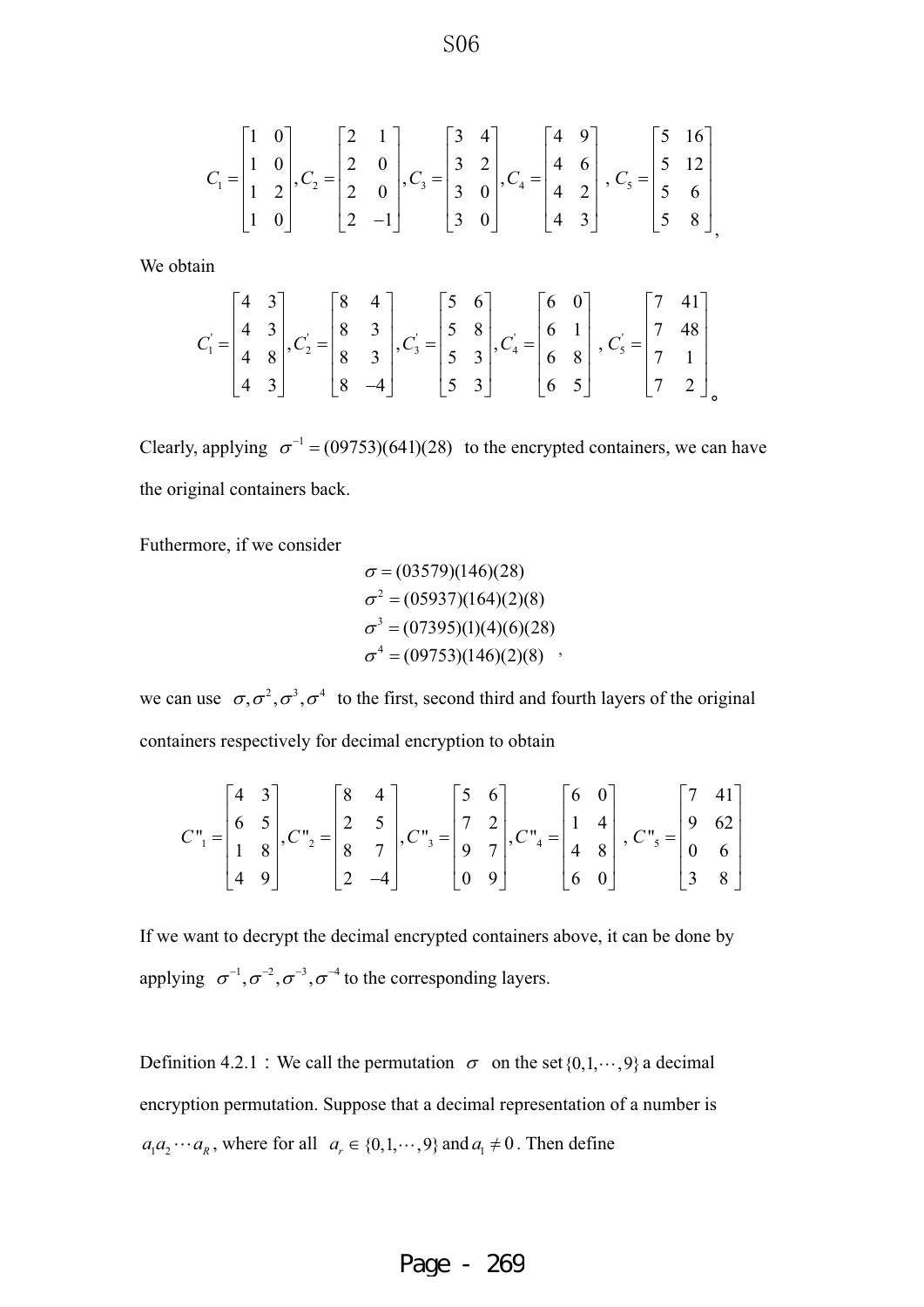$$C_1 = \begin{bmatrix} 1 & 0 \\ 1 & 0 \\ 1 & 2 \\ 1 & 0 \end{bmatrix}, C_2 = \begin{bmatrix} 2 & 1 \\ 2 & 0 \\ 2 & 0 \\ 2 & -1 \end{bmatrix}, C_3 = \begin{bmatrix} 3 & 4 \\ 3 & 2 \\ 3 & 0 \\ 3 & 0 \end{bmatrix}, C_4 = \begin{bmatrix} 4 & 9 \\ 4 & 6 \\ 4 & 2 \\ 4 & 3 \end{bmatrix}, C_5 = \begin{bmatrix} 5 & 16 \\ 5 & 12 \\ 5 & 6 \\ 5 & 8 \end{bmatrix},$$

We obtain

$$C_1' = \begin{bmatrix} 4 & 3 \\ 4 & 3 \\ 4 & 8 \\ 4 & 3 \end{bmatrix}, C_2' = \begin{bmatrix} 8 & 4 \\ 8 & 3 \\ 8 & 3 \\ 8 & -4 \end{bmatrix}, C_3' = \begin{bmatrix} 5 & 6 \\ 5 & 8 \\ 5 & 3 \\ 5 & 3 \end{bmatrix}, C_4' = \begin{bmatrix} 6 & 0 \\ 6 & 1 \\ 6 & 8 \\ 6 & 5 \end{bmatrix}, C_5' = \begin{bmatrix} 7 & 41 \\ 7 & 48 \\ 7 & 1 \\ 7 & 2 \end{bmatrix}。$$

Clearly, applying $\sigma^{-1} = (09753)(641)(28)$ to the encrypted containers, we can have the original containers back.

Futhermore, if we consider

$$\begin{aligned}
\sigma &= (03579)(146)(28) \\
\sigma^2 &= (05937)(164)(2)(8) \\
\sigma^3 &= (07395)(1)(4)(6)(28) \\
\sigma^4 &= (09753)(146)(2)(8)
\end{aligned}，$$

we can use $\sigma, \sigma^2, \sigma^3, \sigma^4$ to the first, second third and fourth layers of the original containers respectively for decimal encryption to obtain

$$C''_1 = \begin{bmatrix} 4 & 3 \\ 6 & 5 \\ 1 & 8 \\ 4 & 9 \end{bmatrix}, C''_2 = \begin{bmatrix} 8 & 4 \\ 2 & 5 \\ 8 & 7 \\ 2 & -4 \end{bmatrix}, C''_3 = \begin{bmatrix} 5 & 6 \\ 7 & 2 \\ 9 & 7 \\ 0 & 9 \end{bmatrix}, C''_4 = \begin{bmatrix} 6 & 0 \\ 1 & 4 \\ 4 & 8 \\ 6 & 0 \end{bmatrix}, C''_5 = \begin{bmatrix} 7 & 41 \\ 9 & 62 \\ 0 & 6 \\ 3 & 8 \end{bmatrix}$$

If we want to decrypt the decimal encrypted containers above, it can be done by applying $\sigma^{-1}, \sigma^{-2}, \sigma^{-3}, \sigma^{-4}$ to the corresponding layers.

Definition 4.2.1 : We call the permutation $\sigma$ on the set $\{0,1,\cdots,9\}$ a decimal encryption permutation. Suppose that a decimal representation of a number is $a_1a_2\cdots a_R$, where for all $a_r \in \{0,1,\cdots,9\}$ and $a_1 \neq 0$. Then define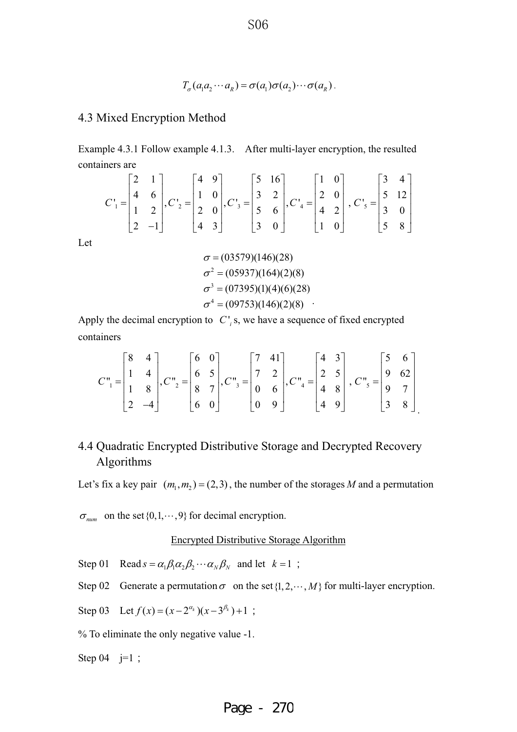$$T_\sigma(a_1 a_2 \cdots a_R) = \sigma(a_1)\sigma(a_2)\cdots\sigma(a_R)\,.$$

## 4.3 Mixed Encryption Method

Example 4.3.1 Follow example 4.1.3. After multi-layer encryption, the resulted containers are

$$C'_1 = \begin{bmatrix} 2 & 1 \\ 4 & 6 \\ 1 & 2 \\ 2 & -1 \end{bmatrix}, C'_2 = \begin{bmatrix} 4 & 9 \\ 1 & 0 \\ 2 & 0 \\ 4 & 3 \end{bmatrix}, C'_3 = \begin{bmatrix} 5 & 16 \\ 3 & 2 \\ 5 & 6 \\ 3 & 0 \end{bmatrix}, C'_4 = \begin{bmatrix} 1 & 0 \\ 2 & 0 \\ 4 & 2 \\ 1 & 0 \end{bmatrix}, C'_5 = \begin{bmatrix} 3 & 4 \\ 5 & 12 \\ 3 & 0 \\ 5 & 8 \end{bmatrix}$$

Let

$$\sigma = (03579)(146)(28)$$
$$\sigma^2 = (05937)(164)(2)(8)$$
$$\sigma^3 = (07395)(1)(4)(6)(28)$$
$$\sigma^4 = (09753)(146)(2)(8)\ .$$

Apply the decimal encryption to $C'_i$ s, we have a sequence of fixed encrypted containers

$$C''_1 = \begin{bmatrix} 8 & 4 \\ 1 & 4 \\ 1 & 8 \\ 2 & -4 \end{bmatrix}, C''_2 = \begin{bmatrix} 6 & 0 \\ 6 & 5 \\ 8 & 7 \\ 6 & 0 \end{bmatrix}, C''_3 = \begin{bmatrix} 7 & 41 \\ 7 & 2 \\ 0 & 6 \\ 0 & 9 \end{bmatrix}, C''_4 = \begin{bmatrix} 4 & 3 \\ 2 & 5 \\ 4 & 8 \\ 4 & 9 \end{bmatrix}, C''_5 = \begin{bmatrix} 5 & 6 \\ 9 & 62 \\ 9 & 7 \\ 3 & 8 \end{bmatrix}.$$

## 4.4 Quadratic Encrypted Distributive Storage and Decrypted Recovery Algorithms

Let's fix a key pair $(m_1, m_2) = (2,3)$, the number of the storages $M$ and a permutation $\sigma_{num}$ on the set $\{0,1,\cdots,9\}$ for decimal encryption.

<u>Encrypted Distributive Storage Algorithm</u>

Step 01 Read $s = \alpha_1\beta_1\alpha_2\beta_2\cdots\alpha_N\beta_N$ and let $k = 1$ ;

Step 02 Generate a permutation $\sigma$ on the set $\{1,2,\cdots,M\}$ for multi-layer encryption.

Step 03 Let $f(x) = (x - 2^{\alpha_k})(x - 3^{\beta_k}) + 1$ ;

% To eliminate the only negative value -1.

Step 04 j=1 ;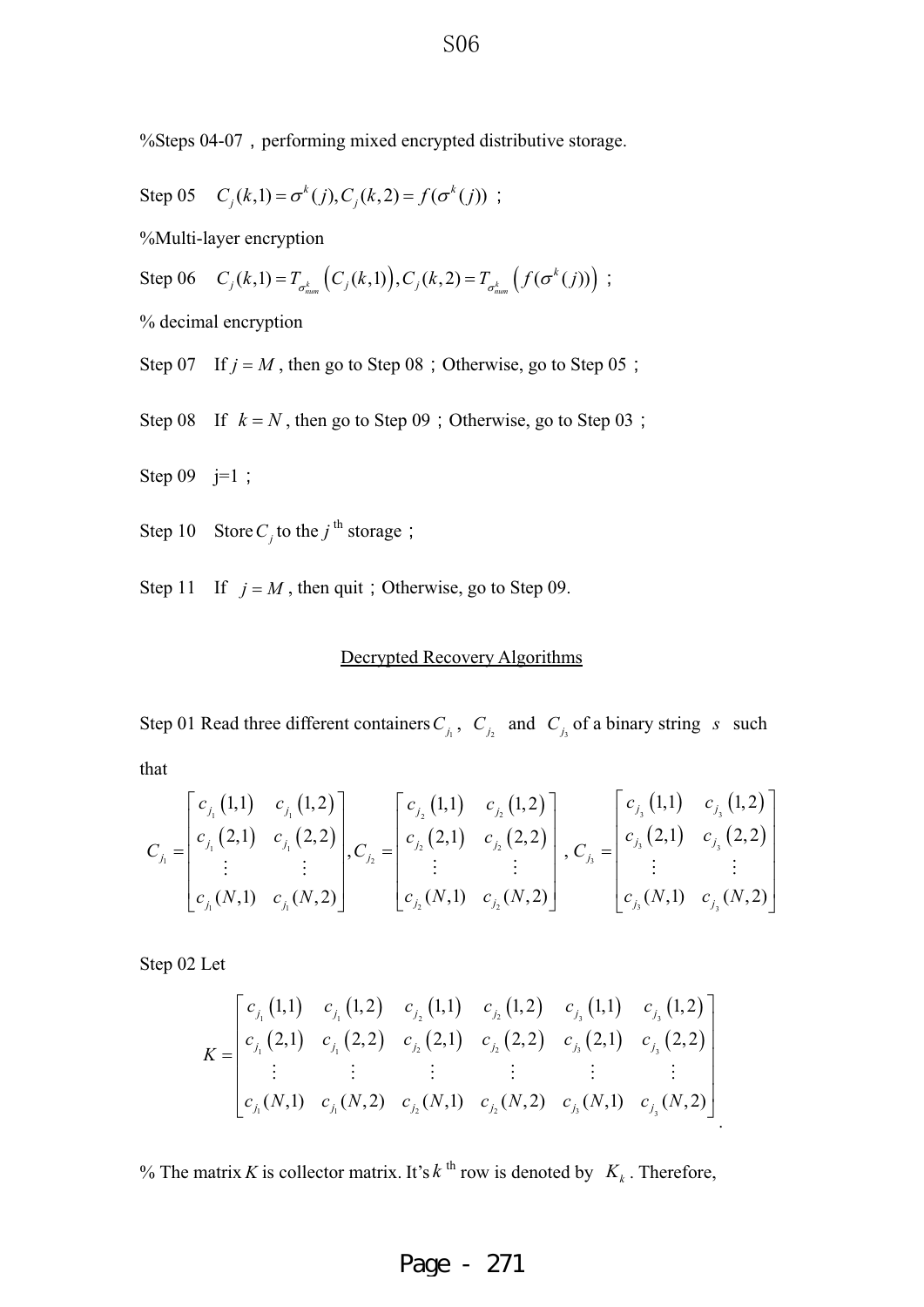%Steps 04-07，performing mixed encrypted distributive storage.

Step 05 $C_j(k,1)=\sigma^k(j), C_j(k,2)=f(\sigma^k(j))$；

%Multi-layer encryption

Step 06 $C_j(k,1)=T_{\sigma^k_{num}}\left(C_j(k,1)\right), C_j(k,2)=T_{\sigma^k_{num}}\left(f(\sigma^k(j))\right)$；

% decimal encryption

Step 07 If $j=M$, then go to Step 08；Otherwise, go to Step 05；

Step 08 If $k=N$, then go to Step 09；Otherwise, go to Step 03；

Step 09 j=1；

Step 10 Store $C_j$ to the $j^{\text{th}}$ storage；

Step 11 If $j=M$, then quit；Otherwise, go to Step 09.

## Decrypted Recovery Algorithms

Step 01 Read three different containers $C_{j_1}$, $C_{j_2}$ and $C_{j_3}$ of a binary string $s$ such that

$$C_{j_1}=\begin{bmatrix} c_{j_1}(1,1) & c_{j_1}(1,2) \\ c_{j_1}(2,1) & c_{j_1}(2,2) \\ \vdots & \vdots \\ c_{j_1}(N,1) & c_{j_1}(N,2) \end{bmatrix}, C_{j_2}=\begin{bmatrix} c_{j_2}(1,1) & c_{j_2}(1,2) \\ c_{j_2}(2,1) & c_{j_2}(2,2) \\ \vdots & \vdots \\ c_{j_2}(N,1) & c_{j_2}(N,2) \end{bmatrix}, C_{j_3}=\begin{bmatrix} c_{j_3}(1,1) & c_{j_3}(1,2) \\ c_{j_3}(2,1) & c_{j_3}(2,2) \\ \vdots & \vdots \\ c_{j_3}(N,1) & c_{j_3}(N,2) \end{bmatrix}$$

Step 02 Let

$$K=\begin{bmatrix} c_{j_1}(1,1) & c_{j_1}(1,2) & c_{j_2}(1,1) & c_{j_2}(1,2) & c_{j_3}(1,1) & c_{j_3}(1,2) \\ c_{j_1}(2,1) & c_{j_1}(2,2) & c_{j_2}(2,1) & c_{j_2}(2,2) & c_{j_3}(2,1) & c_{j_3}(2,2) \\ \vdots & \vdots & \vdots & \vdots & \vdots & \vdots \\ c_{j_1}(N,1) & c_{j_1}(N,2) & c_{j_2}(N,1) & c_{j_2}(N,2) & c_{j_3}(N,1) & c_{j_3}(N,2) \end{bmatrix}.$$

% The matrix $K$ is collector matrix. It's $k^{\text{th}}$ row is denoted by $K_k$. Therefore,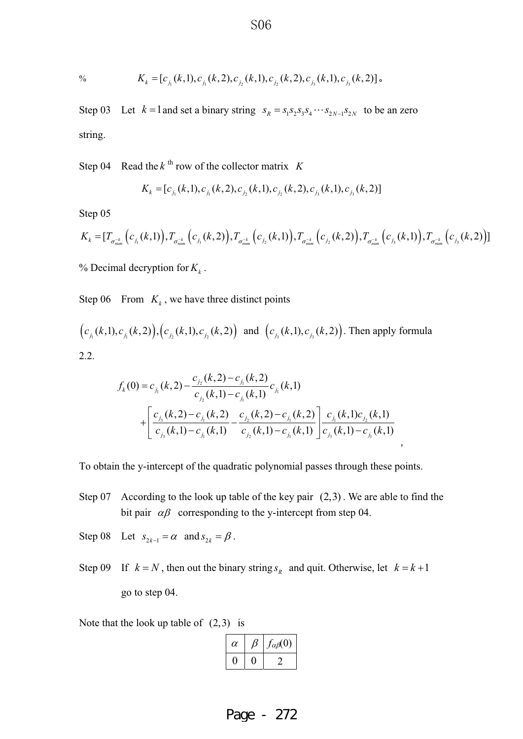% $K_k = [c_{j_1}(k,1), c_{j_1}(k,2), c_{j_2}(k,1), c_{j_2}(k,2), c_{j_3}(k,1), c_{j_3}(k,2)]$。

Step 03 Let $k=1$ and set a binary string $s_R = s_1 s_2 s_3 s_4 \cdots s_{2N-1} s_{2N}$ to be an zero string.

Step 04 Read the $k$ th row of the collector matrix $K$

$$K_k = [c_{j_1}(k,1), c_{j_1}(k,2), c_{j_2}(k,1), c_{j_2}(k,2), c_{j_3}(k,1), c_{j_3}(k,2)]$$

Step 05

$$K_k = [T_{\sigma_{num}^{-k}}\left(c_{j_1}(k,1)\right), T_{\sigma_{num}^{-k}}\left(c_{j_1}(k,2)\right), T_{\sigma_{num}^{-k}}\left(c_{j_2}(k,1)\right), T_{\sigma_{num}^{-k}}\left(c_{j_2}(k,2)\right), T_{\sigma_{num}^{-k}}\left(c_{j_3}(k,1)\right), T_{\sigma_{num}^{-k}}\left(c_{j_3}(k,2)\right)]$$

% Decimal decryption for $K_k$ .

Step 06 From $K_k$ , we have three distinct points

$\left(c_{j_1}(k,1), c_{j_1}(k,2)\right), \left(c_{j_2}(k,1), c_{j_2}(k,2)\right)$ and $\left(c_{j_3}(k,1), c_{j_3}(k,2)\right)$. Then apply formula 2.2.

$$f_k(0) = c_{j_1}(k,2) - \frac{c_{j_2}(k,2) - c_{j_1}(k,2)}{c_{j_2}(k,1) - c_{j_1}(k,1)} c_{j_1}(k,1) + \left[\frac{c_{j_3}(k,2) - c_{j_1}(k,2)}{c_{j_3}(k,1) - c_{j_1}(k,1)} - \frac{c_{j_2}(k,2) - c_{j_1}(k,2)}{c_{j_2}(k,1) - c_{j_1}(k,1)}\right] \frac{c_{j_1}(k,1) c_{j_2}(k,1)}{c_{j_3}(k,1) - c_{j_1}(k,1)},$$

To obtain the y-intercept of the quadratic polynomial passes through these points.

Step 07 According to the look up table of the key pair $(2,3)$ . We are able to find the bit pair $\alpha\beta$ corresponding to the y-intercept from step 04.

Step 08 Let $s_{2k-1} = \alpha$ and $s_{2k} = \beta$ .

Step 09 If $k = N$ , then out the binary string $s_R$ and quit. Otherwise, let $k = k+1$ go to step 04.

Note that the look up table of $(2,3)$ is

| $\alpha$ | $\beta$ | $f_{\alpha\beta}(0)$ |
|---|---|---|
| 0 | 0 | 2 |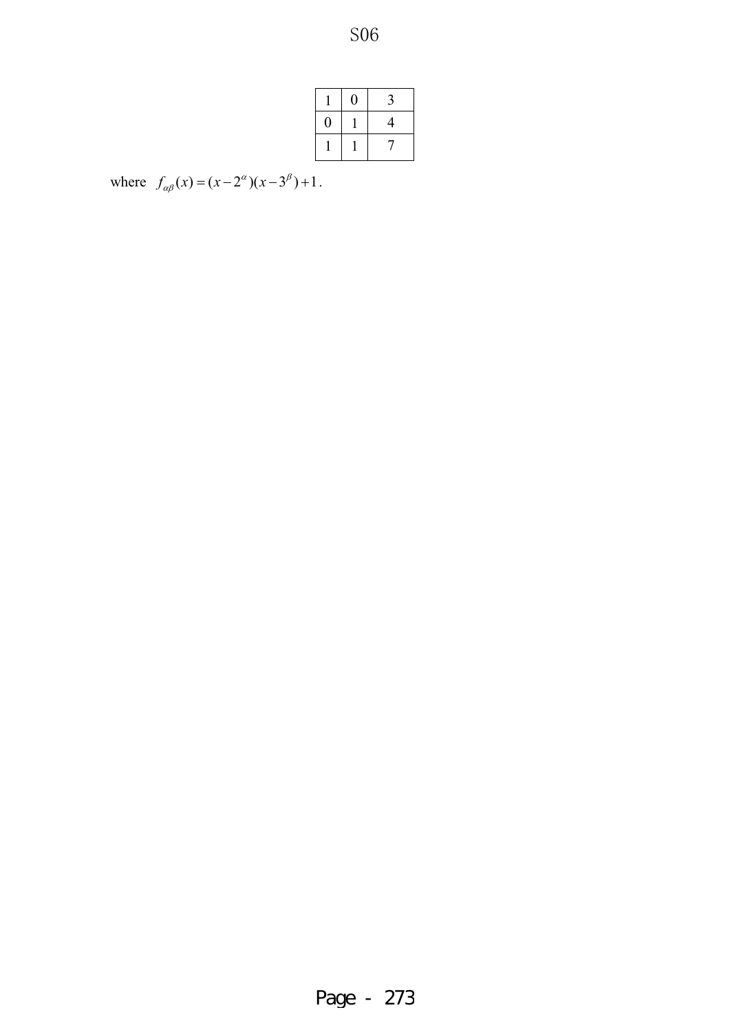S06

| 1 | 0 | 3 |
|---|---|---|
| 0 | 1 | 4 |
| 1 | 1 | 7 |

where $f_{\alpha\beta}(x) = (x - 2^{\alpha})(x - 3^{\beta}) + 1$.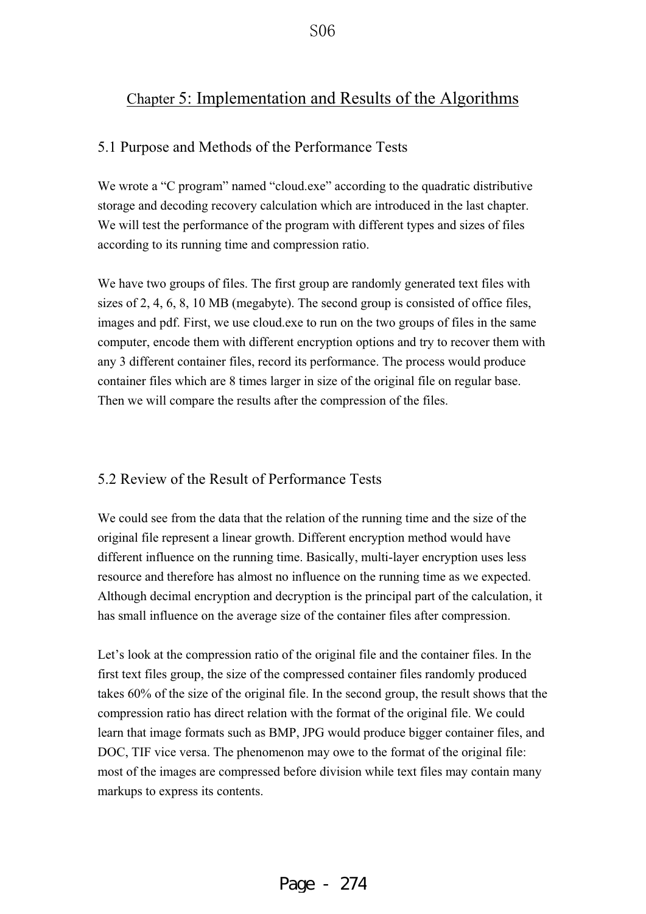# Chapter 5: Implementation and Results of the Algorithms

## 5.1 Purpose and Methods of the Performance Tests

We wrote a "C program" named "cloud.exe" according to the quadratic distributive storage and decoding recovery calculation which are introduced in the last chapter. We will test the performance of the program with different types and sizes of files according to its running time and compression ratio.

We have two groups of files. The first group are randomly generated text files with sizes of 2, 4, 6, 8, 10 MB (megabyte). The second group is consisted of office files, images and pdf. First, we use cloud.exe to run on the two groups of files in the same computer, encode them with different encryption options and try to recover them with any 3 different container files, record its performance. The process would produce container files which are 8 times larger in size of the original file on regular base. Then we will compare the results after the compression of the files.

## 5.2 Review of the Result of Performance Tests

We could see from the data that the relation of the running time and the size of the original file represent a linear growth. Different encryption method would have different influence on the running time. Basically, multi-layer encryption uses less resource and therefore has almost no influence on the running time as we expected. Although decimal encryption and decryption is the principal part of the calculation, it has small influence on the average size of the container files after compression.

Let's look at the compression ratio of the original file and the container files. In the first text files group, the size of the compressed container files randomly produced takes 60% of the size of the original file. In the second group, the result shows that the compression ratio has direct relation with the format of the original file. We could learn that image formats such as BMP, JPG would produce bigger container files, and DOC, TIF vice versa. The phenomenon may owe to the format of the original file: most of the images are compressed before division while text files may contain many markups to express its contents.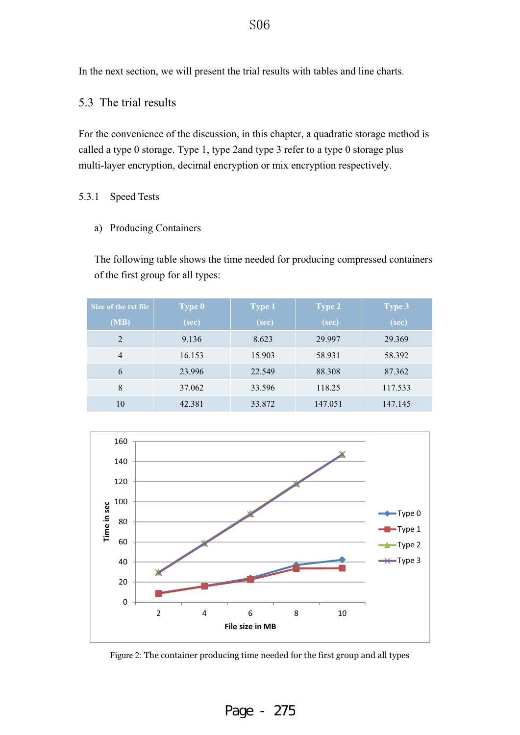In the next section, we will present the trial results with tables and line charts.

## 5.3 The trial results

For the convenience of the discussion, in this chapter, a quadratic storage method is called a type 0 storage. Type 1, type 2and type 3 refer to a type 0 storage plus multi-layer encryption, decimal encryption or mix encryption respectively.

### 5.3.1 Speed Tests

a) Producing Containers

The following table shows the time needed for producing compressed containers of the first group for all types:

| Size of the txt file (MB) | Type 0 (sec) | Type 1 (sec) | Type 2 (sec) | Type 3 (sec) |
|---|---|---|---|---|
| 2 | 9.136 | 8.623 | 29.997 | 29.369 |
| 4 | 16.153 | 15.903 | 58.931 | 58.392 |
| 6 | 23.996 | 22.549 | 88.308 | 87.362 |
| 8 | 37.062 | 33.596 | 118.25 | 117.533 |
| 10 | 42.381 | 33.872 | 147.051 | 147.145 |

Figure 2: The container producing time needed for the first group and all types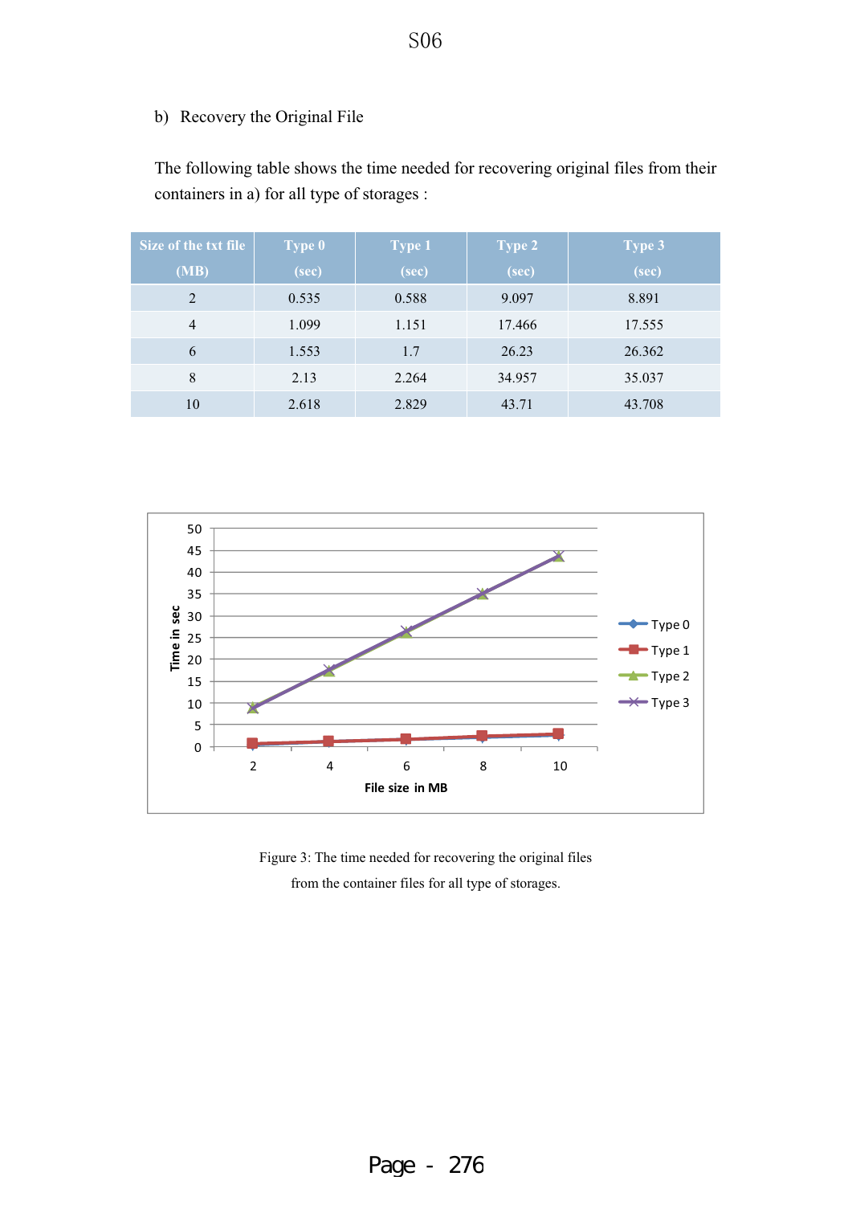b) Recovery the Original File

The following table shows the time needed for recovering original files from their containers in a) for all type of storages :

| Size of the txt file (MB) | Type 0 (sec) | Type 1 (sec) | Type 2 (sec) | Type 3 (sec) |
|---|---|---|---|---|
| 2 | 0.535 | 0.588 | 9.097 | 8.891 |
| 4 | 1.099 | 1.151 | 17.466 | 17.555 |
| 6 | 1.553 | 1.7 | 26.23 | 26.362 |
| 8 | 2.13 | 2.264 | 34.957 | 35.037 |
| 10 | 2.618 | 2.829 | 43.71 | 43.708 |

Figure 3: The time needed for recovering the original files from the container files for all type of storages.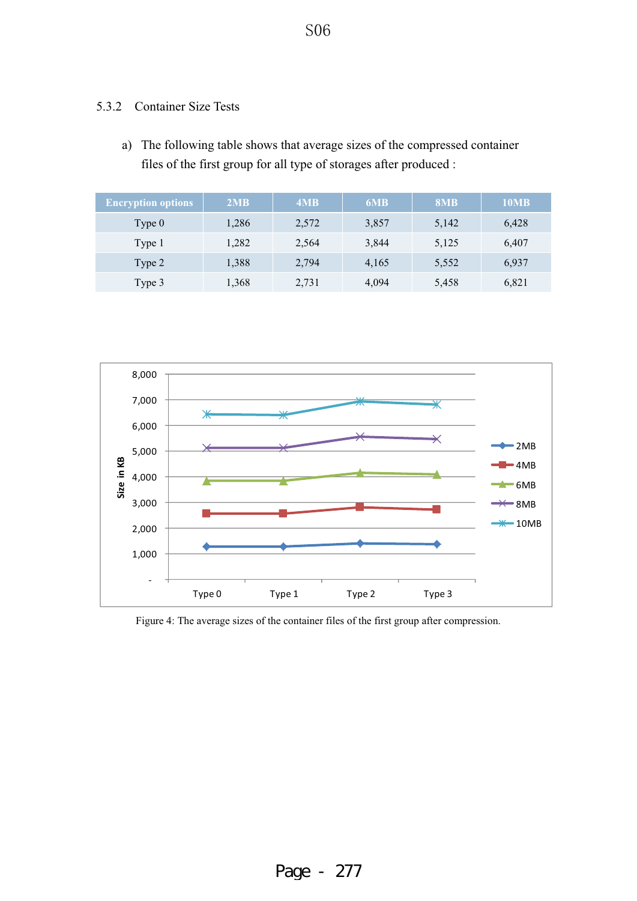### 5.3.2 Container Size Tests

a) The following table shows that average sizes of the compressed container files of the first group for all type of storages after produced :

| Encryption options | 2MB | 4MB | 6MB | 8MB | 10MB |
|---|---|---|---|---|---|
| Type 0 | 1,286 | 2,572 | 3,857 | 5,142 | 6,428 |
| Type 1 | 1,282 | 2,564 | 3,844 | 5,125 | 6,407 |
| Type 2 | 1,388 | 2,794 | 4,165 | 5,552 | 6,937 |
| Type 3 | 1,368 | 2,731 | 4,094 | 5,458 | 6,821 |

Figure 4: The average sizes of the container files of the first group after compression.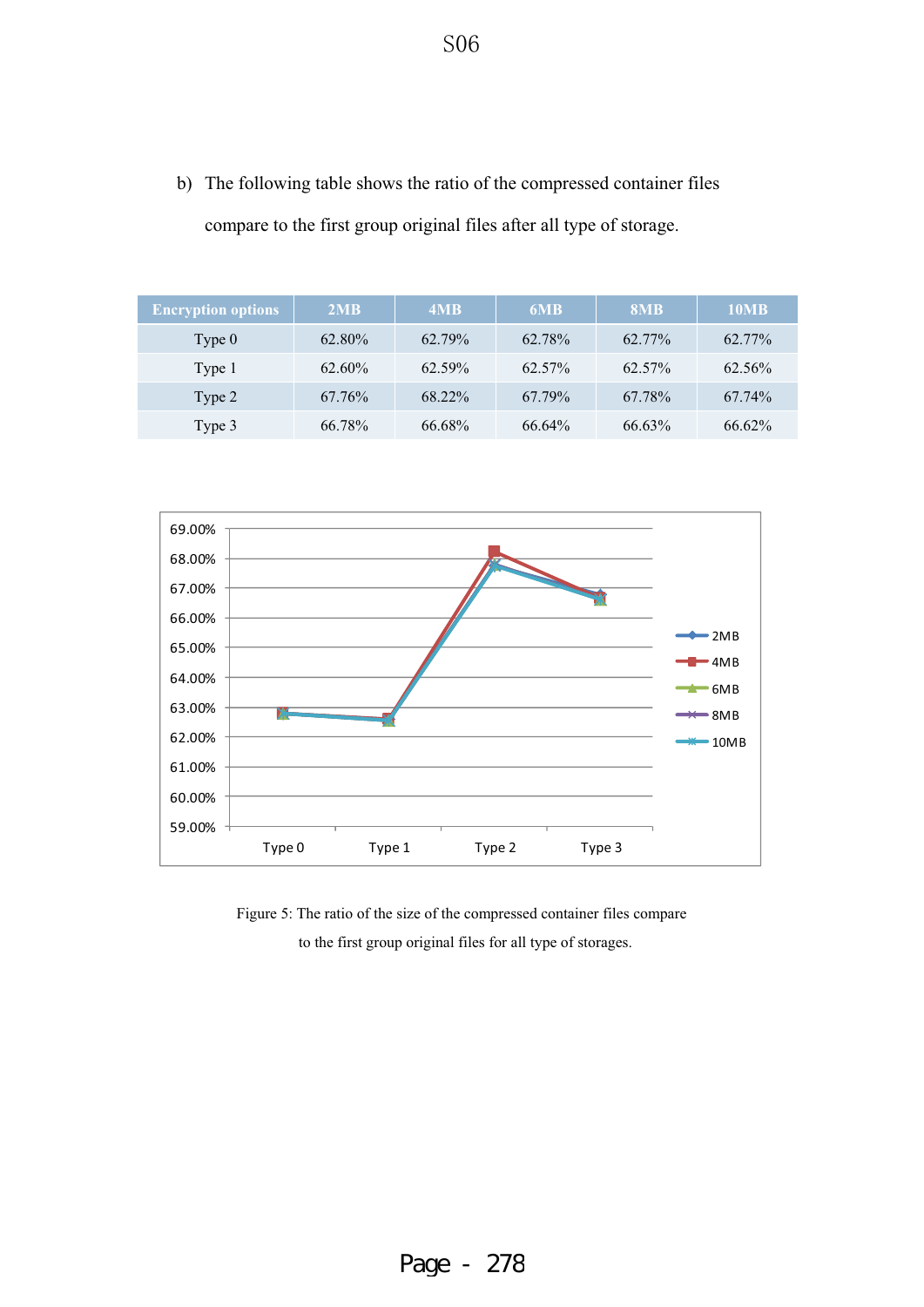b) The following table shows the ratio of the compressed container files compare to the first group original files after all type of storage.

| Encryption options | 2MB | 4MB | 6MB | 8MB | 10MB |
|---|---|---|---|---|---|
| Type 0 | 62.80% | 62.79% | 62.78% | 62.77% | 62.77% |
| Type 1 | 62.60% | 62.59% | 62.57% | 62.57% | 62.56% |
| Type 2 | 67.76% | 68.22% | 67.79% | 67.78% | 67.74% |
| Type 3 | 66.78% | 66.68% | 66.64% | 66.63% | 66.62% |

Figure 5: The ratio of the size of the compressed container files compare to the first group original files for all type of storages.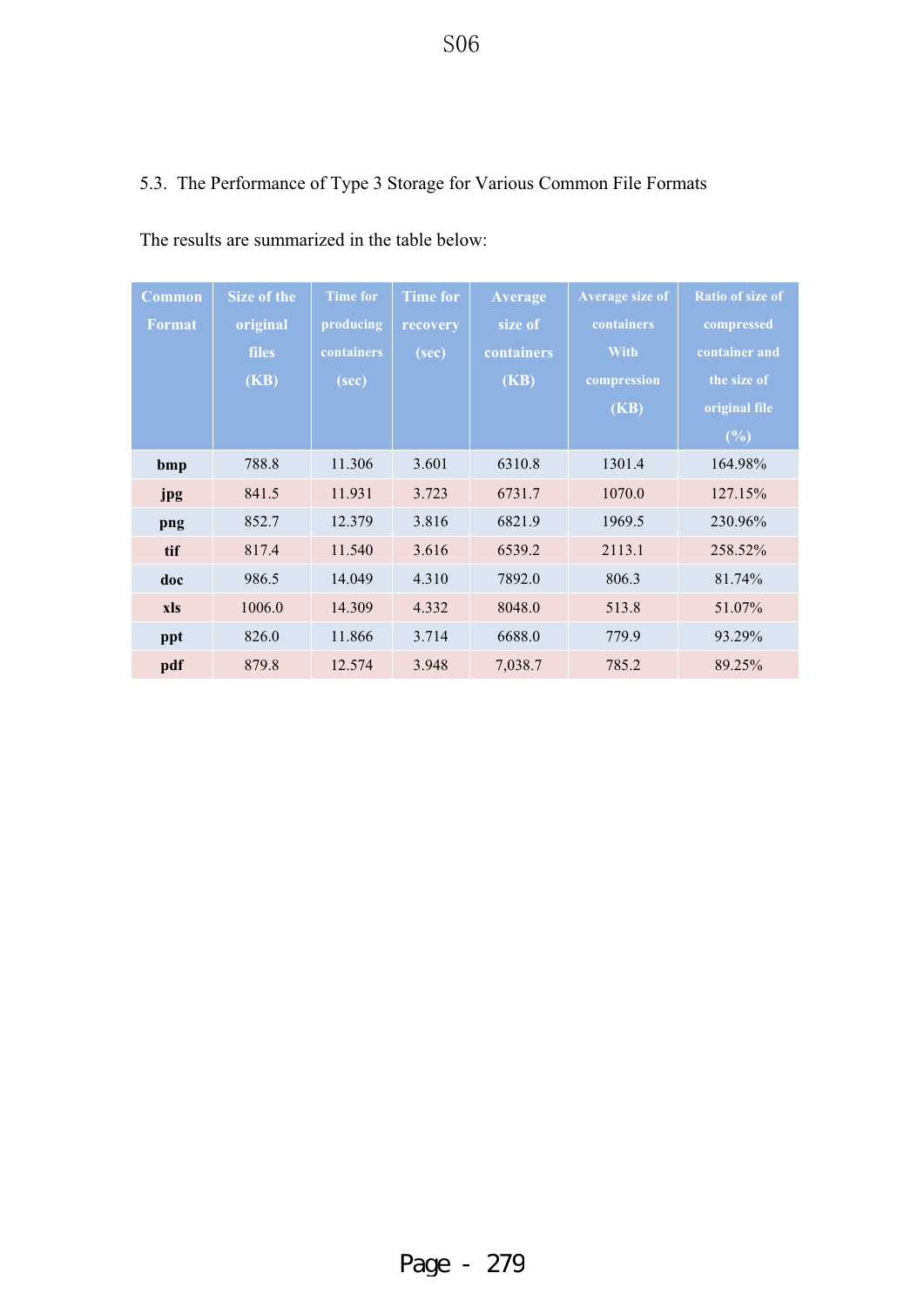### 5.3. The Performance of Type 3 Storage for Various Common File Formats

The results are summarized in the table below:

| Common Format | Size of the original files (KB) | Time for producing containers (sec) | Time for recovery (sec) | Average size of containers (KB) | Average size of containers With compression (KB) | Ratio of size of compressed container and the size of original file (%) |
|---|---|---|---|---|---|---|
| **bmp** | 788.8 | 11.306 | 3.601 | 6310.8 | 1301.4 | 164.98% |
| **jpg** | 841.5 | 11.931 | 3.723 | 6731.7 | 1070.0 | 127.15% |
| **png** | 852.7 | 12.379 | 3.816 | 6821.9 | 1969.5 | 230.96% |
| **tif** | 817.4 | 11.540 | 3.616 | 6539.2 | 2113.1 | 258.52% |
| **doc** | 986.5 | 14.049 | 4.310 | 7892.0 | 806.3 | 81.74% |
| **xls** | 1006.0 | 14.309 | 4.332 | 8048.0 | 513.8 | 51.07% |
| **ppt** | 826.0 | 11.866 | 3.714 | 6688.0 | 779.9 | 93.29% |
| **pdf** | 879.8 | 12.574 | 3.948 | 7,038.7 | 785.2 | 89.25% |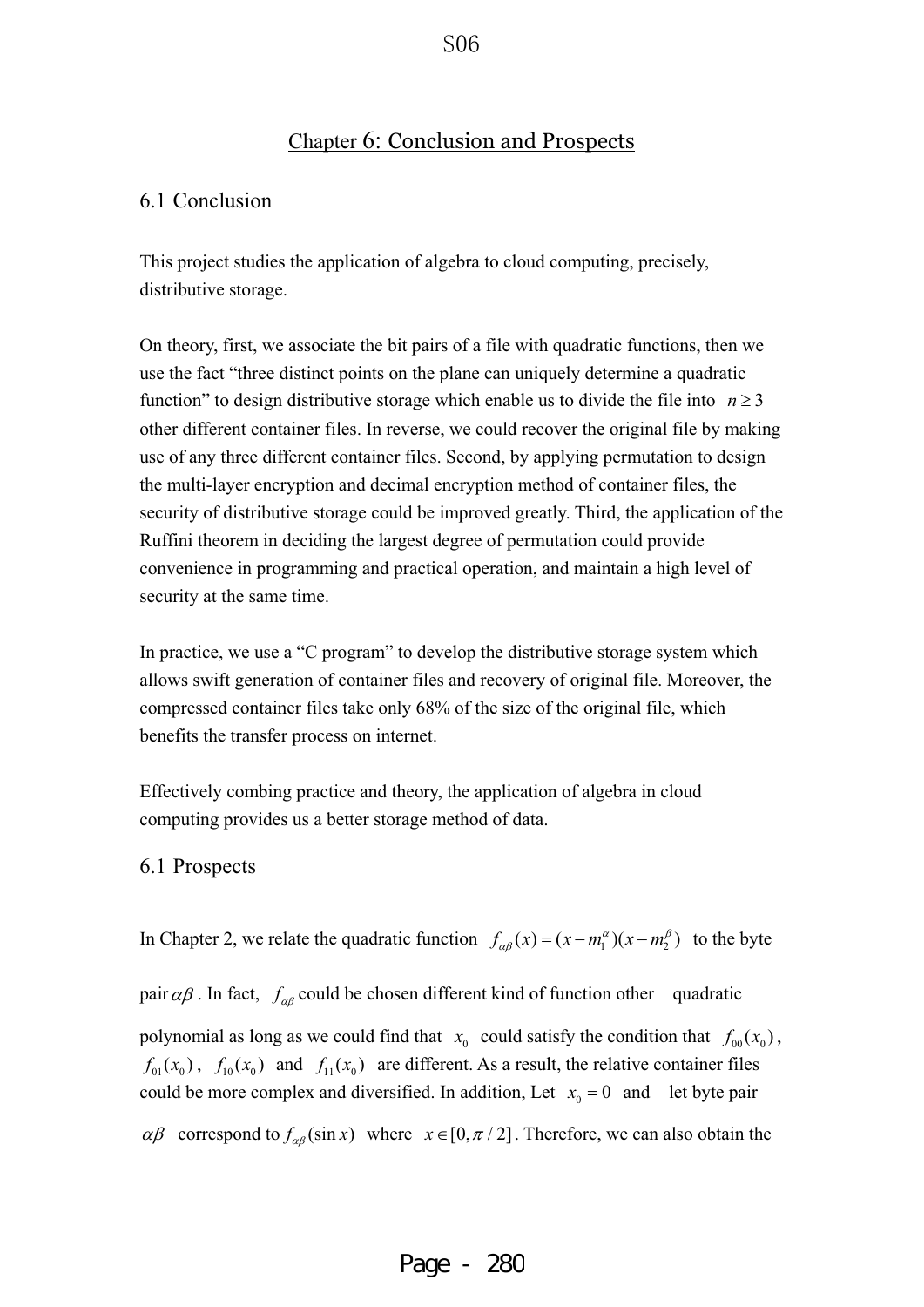# Chapter 6: Conclusion and Prospects

## 6.1 Conclusion

This project studies the application of algebra to cloud computing, precisely, distributive storage.

On theory, first, we associate the bit pairs of a file with quadratic functions, then we use the fact "three distinct points on the plane can uniquely determine a quadratic function" to design distributive storage which enable us to divide the file into $n \geq 3$ other different container files. In reverse, we could recover the original file by making use of any three different container files. Second, by applying permutation to design the multi-layer encryption and decimal encryption method of container files, the security of distributive storage could be improved greatly. Third, the application of the Ruffini theorem in deciding the largest degree of permutation could provide convenience in programming and practical operation, and maintain a high level of security at the same time.

In practice, we use a "C program" to develop the distributive storage system which allows swift generation of container files and recovery of original file. Moreover, the compressed container files take only 68% of the size of the original file, which benefits the transfer process on internet.

Effectively combing practice and theory, the application of algebra in cloud computing provides us a better storage method of data.

## 6.1 Prospects

In Chapter 2, we relate the quadratic function $f_{\alpha\beta}(x) = (x - m_1^{\alpha})(x - m_2^{\beta})$ to the byte pair $\alpha\beta$. In fact, $f_{\alpha\beta}$ could be chosen different kind of function other quadratic polynomial as long as we could find that $x_0$ could satisfy the condition that $f_{00}(x_0)$, $f_{01}(x_0)$, $f_{10}(x_0)$ and $f_{11}(x_0)$ are different. As a result, the relative container files could be more complex and diversified. In addition, Let $x_0 = 0$ and let byte pair $\alpha\beta$ correspond to $f_{\alpha\beta}(\sin x)$ where $x \in [0, \pi/2]$. Therefore, we can also obtain the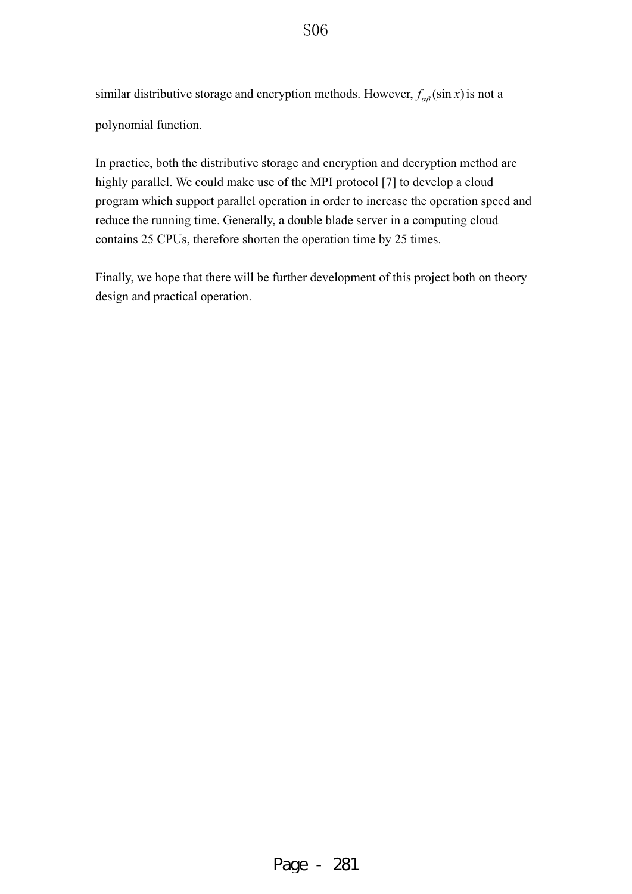similar distributive storage and encryption methods. However, $f_{\alpha\beta}(\sin x)$ is not a polynomial function.

In practice, both the distributive storage and encryption and decryption method are highly parallel. We could make use of the MPI protocol [7] to develop a cloud program which support parallel operation in order to increase the operation speed and reduce the running time. Generally, a double blade server in a computing cloud contains 25 CPUs, therefore shorten the operation time by 25 times.

Finally, we hope that there will be further development of this project both on theory design and practical operation.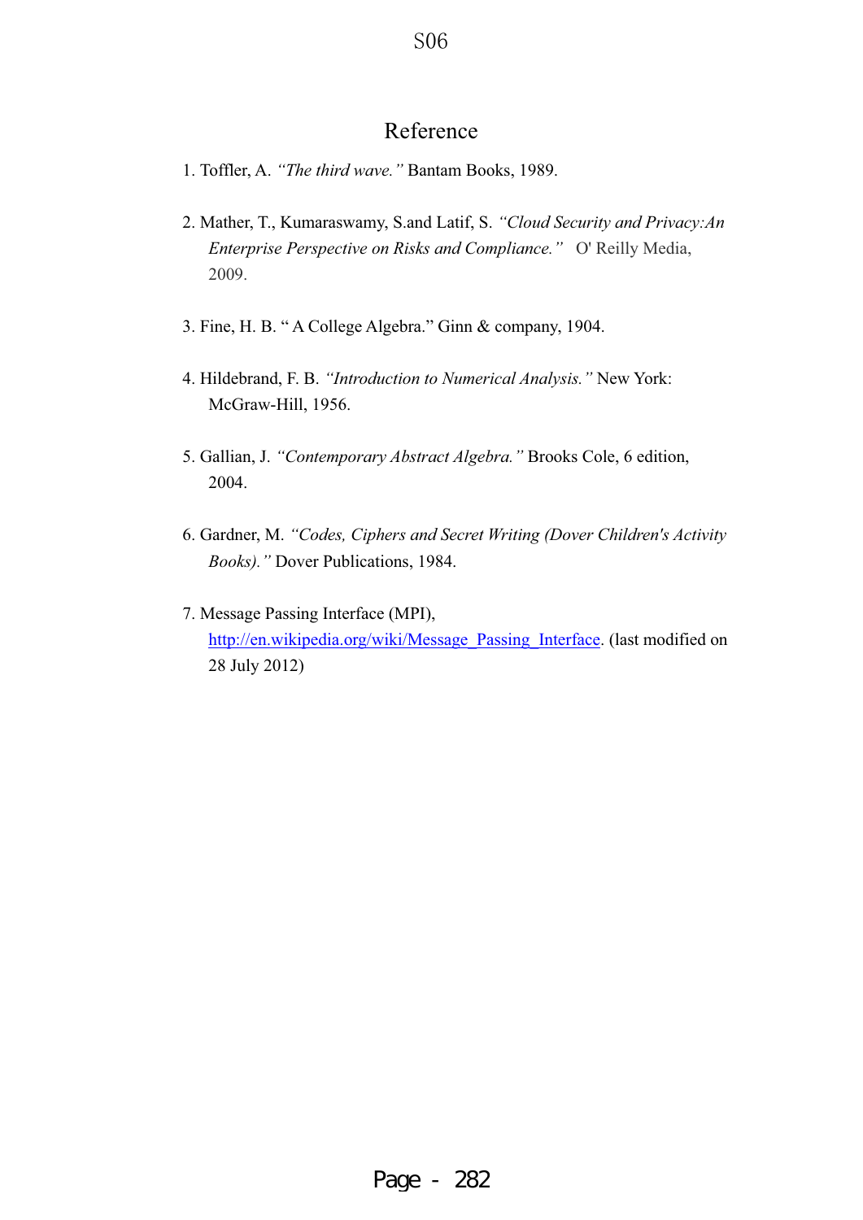## Reference

1. Toffler, A. *"The third wave."* Bantam Books, 1989.

2. Mather, T., Kumaraswamy, S.and Latif, S. *"Cloud Security and Privacy:An Enterprise Perspective on Risks and Compliance."* O' Reilly Media, 2009.

3. Fine, H. B. " A College Algebra." Ginn & company, 1904.

4. Hildebrand, F. B. *"Introduction to Numerical Analysis."* New York: McGraw-Hill, 1956.

5. Gallian, J. *"Contemporary Abstract Algebra."* Brooks Cole, 6 edition, 2004.

6. Gardner, M. *"Codes, Ciphers and Secret Writing (Dover Children's Activity Books)."* Dover Publications, 1984.

7. Message Passing Interface (MPI), [http://en.wikipedia.org/wiki/Message_Passing_Interface](http://en.wikipedia.org/wiki/Message_Passing_Interface). (last modified on 28 July 2012)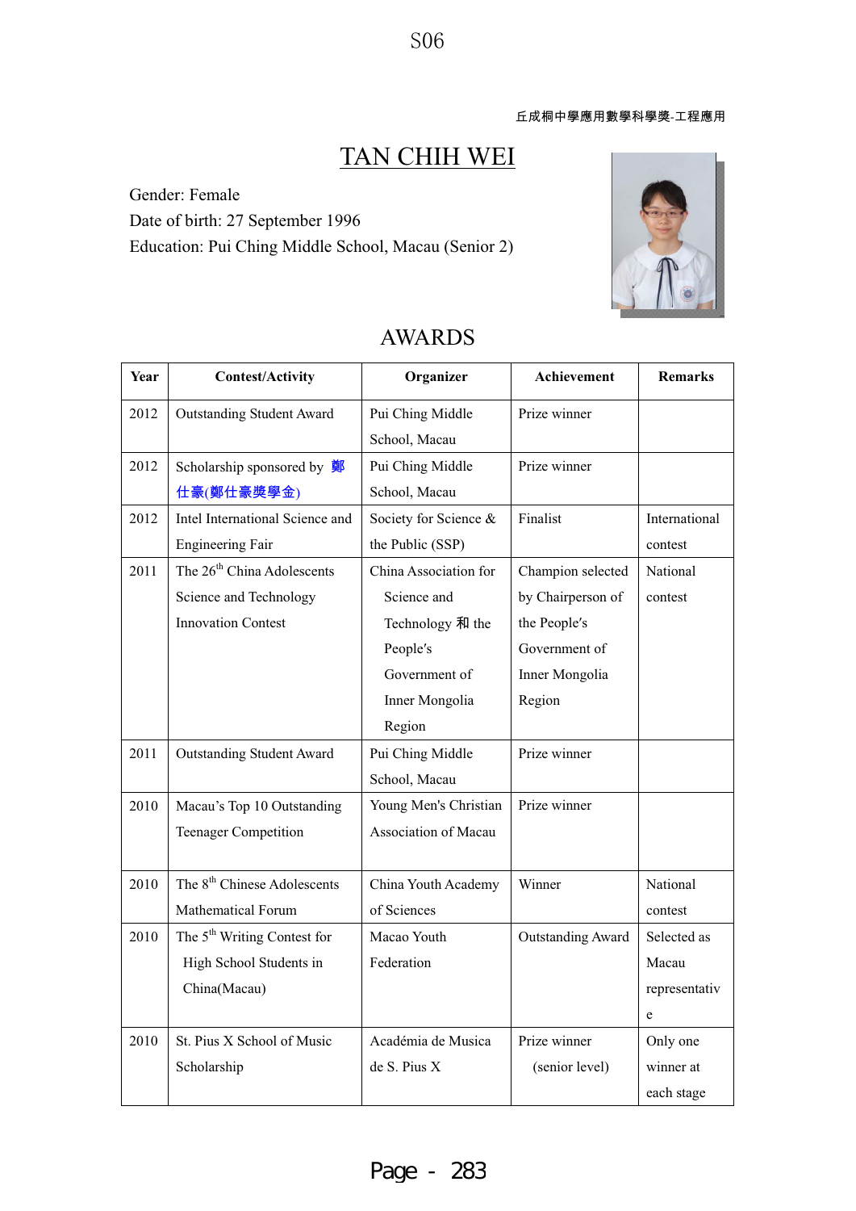S06

丘成桐中學應用數學科學獎-工程應用

# TAN CHIH WEI

Gender: Female

Date of birth: 27 September 1996

Education: Pui Ching Middle School, Macau (Senior 2)

## AWARDS

| Year | Contest/Activity | Organizer | Achievement | Remarks |
|---|---|---|---|---|
| 2012 | Outstanding Student Award | Pui Ching Middle School, Macau | Prize winner | |
| 2012 | Scholarship sponsored by 鄭仕豪(鄭仕豪獎學金) | Pui Ching Middle School, Macau | Prize winner | |
| 2012 | Intel International Science and Engineering Fair | Society for Science & the Public (SSP) | Finalist | International contest |
| 2011 | The 26th China Adolescents Science and Technology Innovation Contest | China Association for Science and Technology 和 the People's Government of Inner Mongolia Region | Champion selected by Chairperson of the People's Government of Inner Mongolia Region | National contest |
| 2011 | Outstanding Student Award | Pui Ching Middle School, Macau | Prize winner | |
| 2010 | Macau's Top 10 Outstanding Teenager Competition | Young Men's Christian Association of Macau | Prize winner | |
| 2010 | The 8th Chinese Adolescents Mathematical Forum | China Youth Academy of Sciences | Winner | National contest |
| 2010 | The 5th Writing Contest for High School Students in China(Macau) | Macao Youth Federation | Outstanding Award | Selected as Macau representative |
| 2010 | St. Pius X School of Music Scholarship | Académia de Musica de S. Pius X | Prize winner (senior level) | Only one winner at each stage |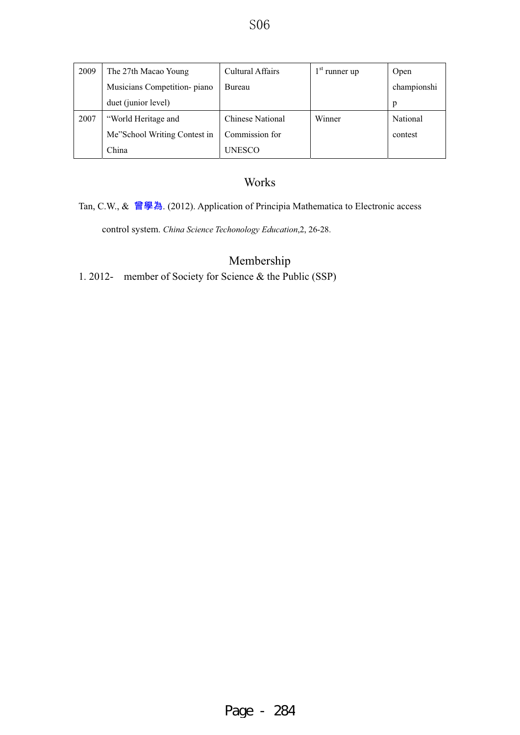| 2009 | The 27th Macao Young Musicians Competition- piano duet (junior level) | Cultural Affairs Bureau | 1st runner up | Open championship |
|---|---|---|---|---|
| 2007 | "World Heritage and Me"School Writing Contest in China | Chinese National Commission for UNESCO | Winner | National contest |

## Works

Tan, C.W., & 曾學為. (2012). Application of Principia Mathematica to Electronic access control system. *China Science Techonology Education*,2, 26-28.

## Membership

1. 2012- member of Society for Science & the Public (SSP)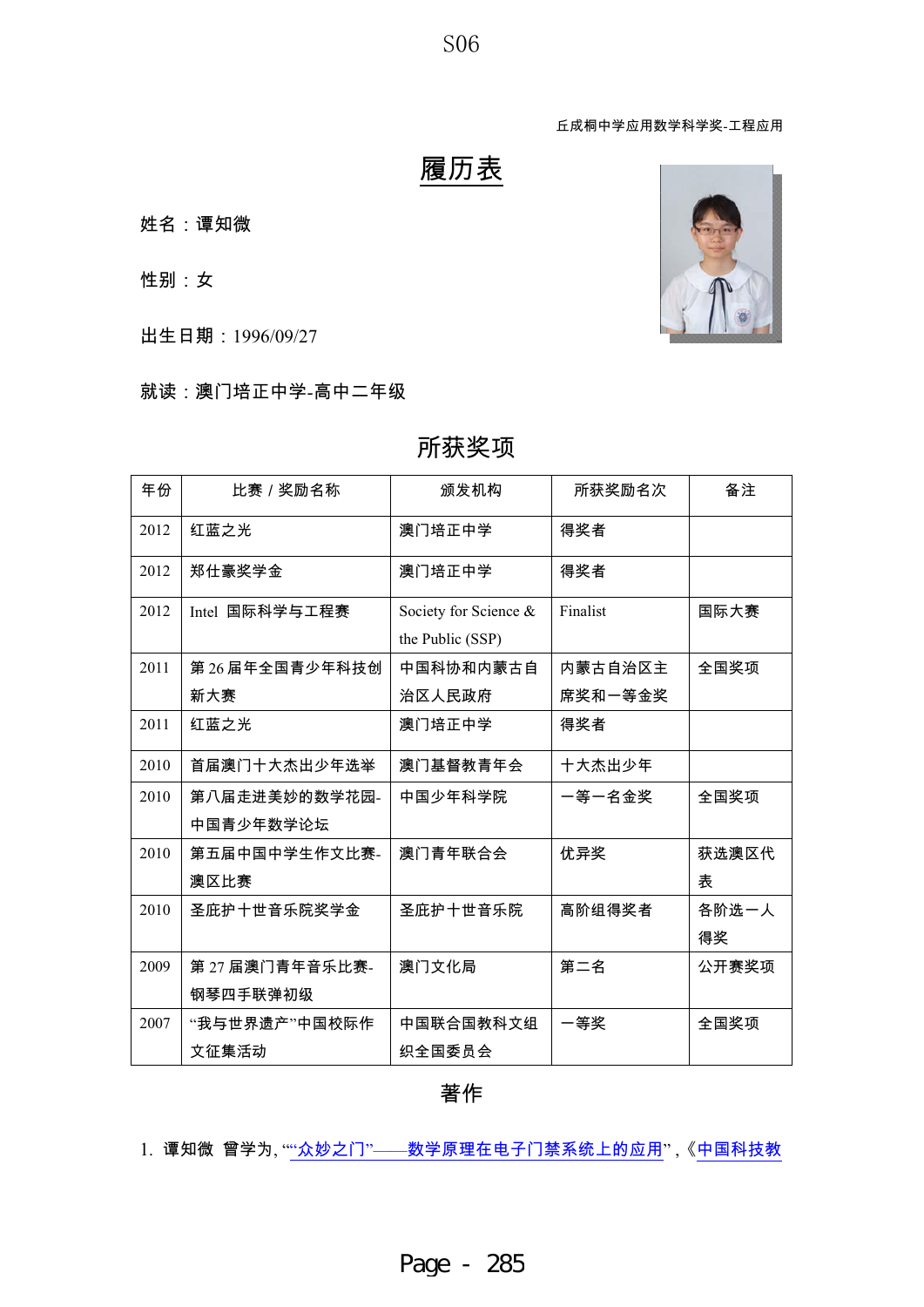S06

丘成桐中学应用数学科学奖-工程应用

# 履历表

姓名：谭知微

性别：女

出生日期：1996/09/27

就读：澳门培正中学-高中二年级

## 所获奖项

| 年份 | 比赛 / 奖励名称 | 颁发机构 | 所获奖励名次 | 备注 |
|---|---|---|---|---|
| 2012 | 红蓝之光 | 澳门培正中学 | 得奖者 | |
| 2012 | 郑仕豪奖学金 | 澳门培正中学 | 得奖者 | |
| 2012 | Intel 国际科学与工程赛 | Society for Science & the Public (SSP) | Finalist | 国际大赛 |
| 2011 | 第 26 届年全国青少年科技创新大赛 | 中国科协和内蒙古自治区人民政府 | 内蒙古自治区主席奖和一等金奖 | 全国奖项 |
| 2011 | 红蓝之光 | 澳门培正中学 | 得奖者 | |
| 2010 | 首届澳门十大杰出少年选举 | 澳门基督教青年会 | 十大杰出少年 | |
| 2010 | 第八届走进美妙的数学花园-中国青少年数学论坛 | 中国少年科学院 | 一等一名金奖 | 全国奖项 |
| 2010 | 第五届中国中学生作文比赛-澳区比赛 | 澳门青年联合会 | 优异奖 | 获选澳区代表 |
| 2010 | 圣庇护十世音乐院奖学金 | 圣庇护十世音乐院 | 高阶组得奖者 | 各阶选一人得奖 |
| 2009 | 第 27 届澳门青年音乐比赛-钢琴四手联弹初级 | 澳门文化局 | 第二名 | 公开赛奖项 |
| 2007 | “我与世界遗产”中国校际作文征集活动 | 中国联合国教科文组织全国委员会 | 一等奖 | 全国奖项 |

## 著作

1. 谭知微 曾学为, ““众妙之门”——数学原理在电子门禁系统上的应用”,《中国科技教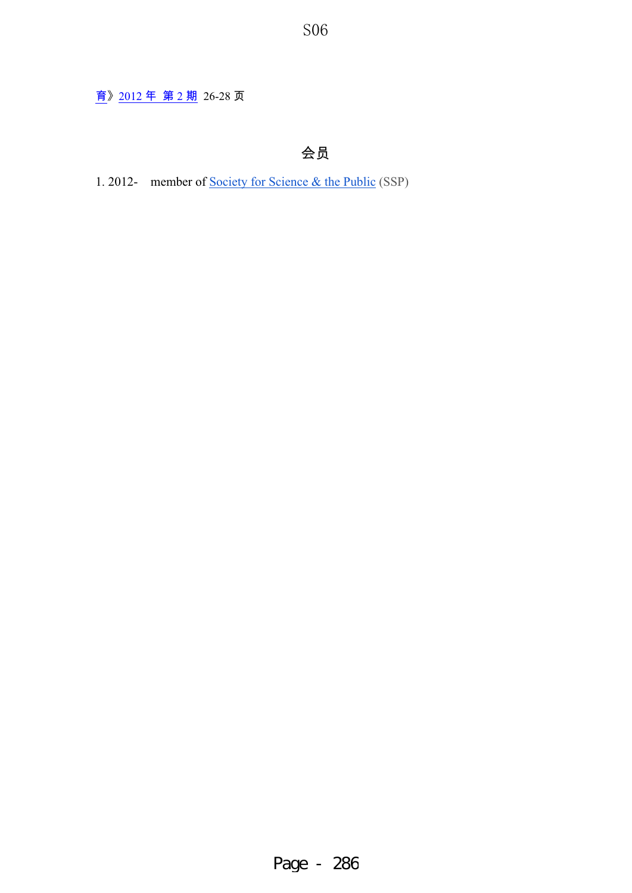育》2012 年 第 2 期 26-28 页

## 会员

1. 2012-　member of Society for Science & the Public (SSP)